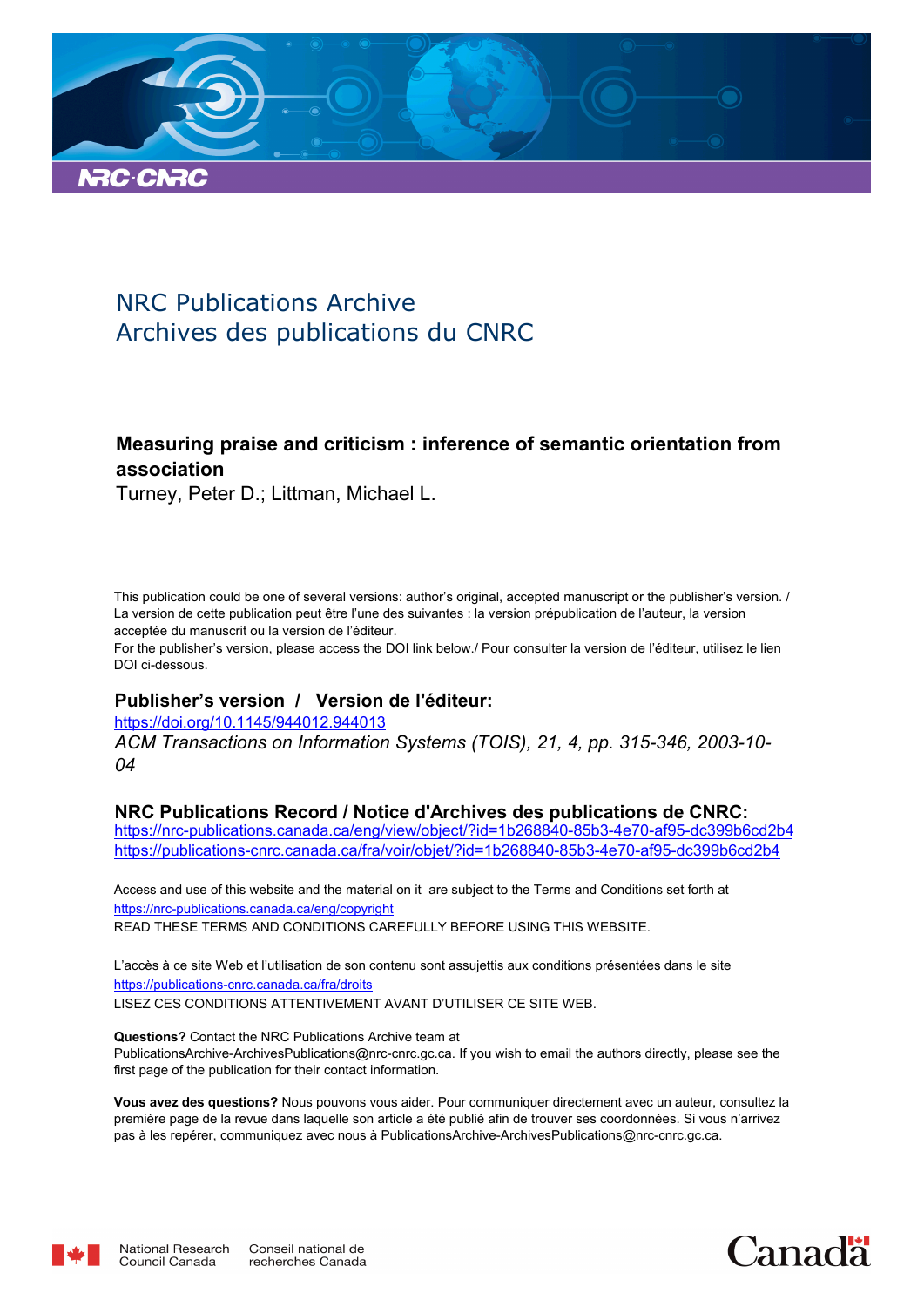NRC Publications Archive
Archives des publications du CNRC

**Measuring praise and criticism : inference of semantic orientation from association**
Turney, Peter D.; Littman, Michael L.

This publication could be one of several versions: author's original, accepted manuscript or the publisher's version. / La version de cette publication peut être l'une des suivantes : la version prépublication de l'auteur, la version acceptée du manuscrit ou la version de l'éditeur.
For the publisher's version, please access the DOI link below./ Pour consulter la version de l'éditeur, utilisez le lien DOI ci-dessous.

**Publisher's version / Version de l'éditeur:**
https://doi.org/10.1145/944012.944013
*ACM Transactions on Information Systems (TOIS), 21, 4, pp. 315-346, 2003-10-04*

**NRC Publications Record / Notice d'Archives des publications de CNRC:**
https://nrc-publications.canada.ca/eng/view/object/?id=1b268840-85b3-4e70-af95-dc399b6cd2b4
https://publications-cnrc.canada.ca/fra/voir/objet/?id=1b268840-85b3-4e70-af95-dc399b6cd2b4

Access and use of this website and the material on it are subject to the Terms and Conditions set forth at https://nrc-publications.canada.ca/eng/copyright
READ THESE TERMS AND CONDITIONS CAREFULLY BEFORE USING THIS WEBSITE.

L'accès à ce site Web et l'utilisation de son contenu sont assujettis aux conditions présentées dans le site https://publications-cnrc.canada.ca/fra/droits
LISEZ CES CONDITIONS ATTENTIVEMENT AVANT D'UTILISER CE SITE WEB.

**Questions?** Contact the NRC Publications Archive team at PublicationsArchive-ArchivesPublications@nrc-cnrc.gc.ca. If you wish to email the authors directly, please see the first page of the publication for their contact information.

**Vous avez des questions?** Nous pouvons vous aider. Pour communiquer directement avec un auteur, consultez la première page de la revue dans laquelle son article a été publié afin de trouver ses coordonnées. Si vous n'arrivez pas à les repérer, communiquez avec nous à PublicationsArchive-ArchivesPublications@nrc-cnrc.gc.ca.

National Research Council Canada | Conseil national de recherches Canada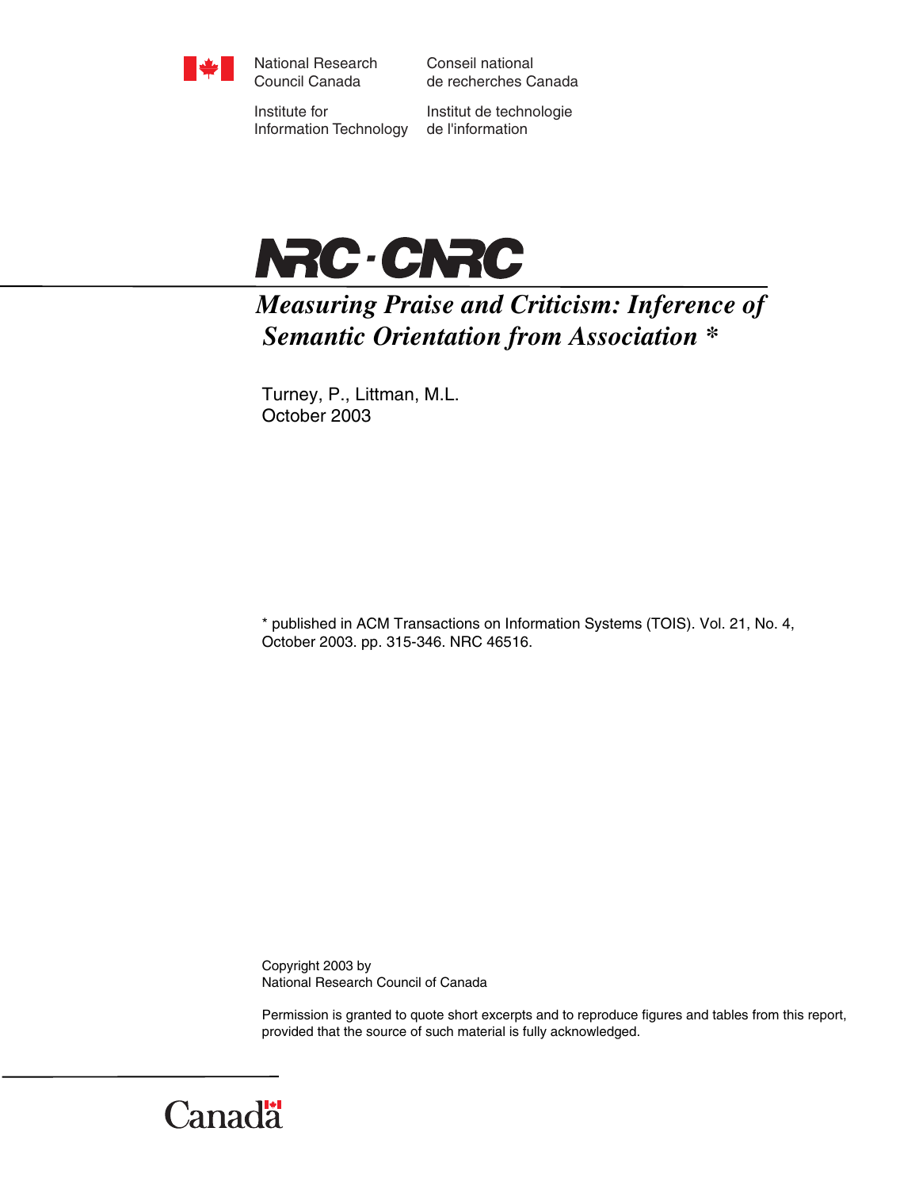National Research Council Canada

Conseil national de recherches Canada

Institute for Information Technology

Institut de technologie de l'information

NRC · CNRC

# *Measuring Praise and Criticism: Inference of Semantic Orientation from Association* *

Turney, P., Littman, M.L.
October 2003

* published in ACM Transactions on Information Systems (TOIS). Vol. 21, No. 4, October 2003. pp. 315-346. NRC 46516.

Copyright 2003 by
National Research Council of Canada

Permission is granted to quote short excerpts and to reproduce figures and tables from this report, provided that the source of such material is fully acknowledged.

Canada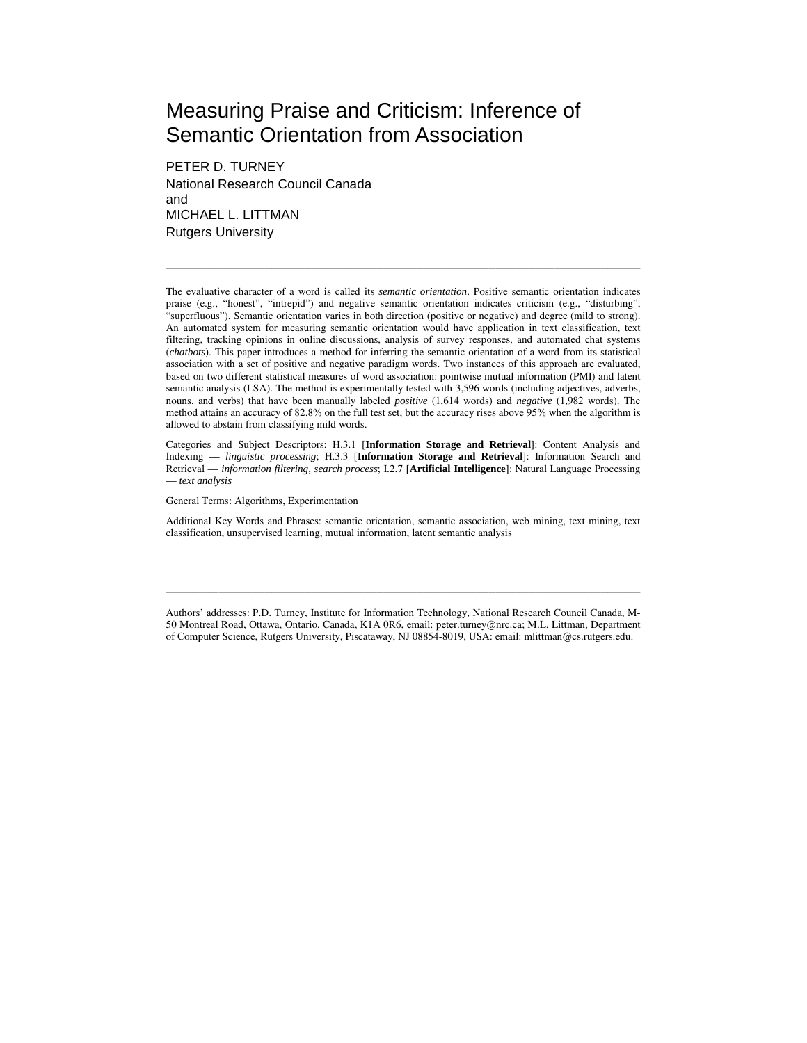# Measuring Praise and Criticism: Inference of Semantic Orientation from Association

PETER D. TURNEY
National Research Council Canada
and
MICHAEL L. LITTMAN
Rutgers University

---

The evaluative character of a word is called its *semantic orientation*. Positive semantic orientation indicates praise (e.g., "honest", "intrepid") and negative semantic orientation indicates criticism (e.g., "disturbing", "superfluous"). Semantic orientation varies in both direction (positive or negative) and degree (mild to strong). An automated system for measuring semantic orientation would have application in text classification, text filtering, tracking opinions in online discussions, analysis of survey responses, and automated chat systems (*chatbots*). This paper introduces a method for inferring the semantic orientation of a word from its statistical association with a set of positive and negative paradigm words. Two instances of this approach are evaluated, based on two different statistical measures of word association: pointwise mutual information (PMI) and latent semantic analysis (LSA). The method is experimentally tested with 3,596 words (including adjectives, adverbs, nouns, and verbs) that have been manually labeled *positive* (1,614 words) and *negative* (1,982 words). The method attains an accuracy of 82.8% on the full test set, but the accuracy rises above 95% when the algorithm is allowed to abstain from classifying mild words.

Categories and Subject Descriptors: H.3.1 [**Information Storage and Retrieval**]: Content Analysis and Indexing — *linguistic processing*; H.3.3 [**Information Storage and Retrieval**]: Information Search and Retrieval — *information filtering, search process*; I.2.7 [**Artificial Intelligence**]: Natural Language Processing — *text analysis*

General Terms: Algorithms, Experimentation

Additional Key Words and Phrases: semantic orientation, semantic association, web mining, text mining, text classification, unsupervised learning, mutual information, latent semantic analysis

---

Authors' addresses: P.D. Turney, Institute for Information Technology, National Research Council Canada, M-50 Montreal Road, Ottawa, Ontario, Canada, K1A 0R6, email: peter.turney@nrc.ca; M.L. Littman, Department of Computer Science, Rutgers University, Piscataway, NJ 08854-8019, USA: email: mlittman@cs.rutgers.edu.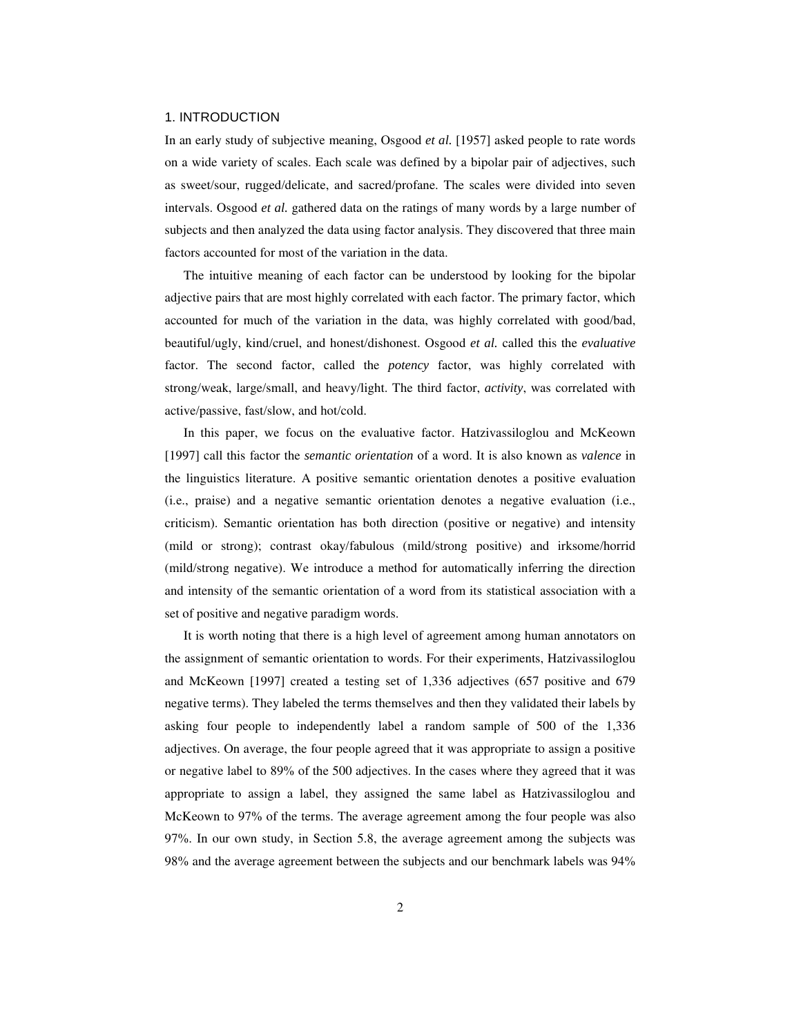## 1. INTRODUCTION

In an early study of subjective meaning, Osgood *et al.* [1957] asked people to rate words on a wide variety of scales. Each scale was defined by a bipolar pair of adjectives, such as sweet/sour, rugged/delicate, and sacred/profane. The scales were divided into seven intervals. Osgood *et al.* gathered data on the ratings of many words by a large number of subjects and then analyzed the data using factor analysis. They discovered that three main factors accounted for most of the variation in the data.

The intuitive meaning of each factor can be understood by looking for the bipolar adjective pairs that are most highly correlated with each factor. The primary factor, which accounted for much of the variation in the data, was highly correlated with good/bad, beautiful/ugly, kind/cruel, and honest/dishonest. Osgood *et al.* called this the *evaluative* factor. The second factor, called the *potency* factor, was highly correlated with strong/weak, large/small, and heavy/light. The third factor, *activity*, was correlated with active/passive, fast/slow, and hot/cold.

In this paper, we focus on the evaluative factor. Hatzivassiloglou and McKeown [1997] call this factor the *semantic orientation* of a word. It is also known as *valence* in the linguistics literature. A positive semantic orientation denotes a positive evaluation (i.e., praise) and a negative semantic orientation denotes a negative evaluation (i.e., criticism). Semantic orientation has both direction (positive or negative) and intensity (mild or strong); contrast okay/fabulous (mild/strong positive) and irksome/horrid (mild/strong negative). We introduce a method for automatically inferring the direction and intensity of the semantic orientation of a word from its statistical association with a set of positive and negative paradigm words.

It is worth noting that there is a high level of agreement among human annotators on the assignment of semantic orientation to words. For their experiments, Hatzivassiloglou and McKeown [1997] created a testing set of 1,336 adjectives (657 positive and 679 negative terms). They labeled the terms themselves and then they validated their labels by asking four people to independently label a random sample of 500 of the 1,336 adjectives. On average, the four people agreed that it was appropriate to assign a positive or negative label to 89% of the 500 adjectives. In the cases where they agreed that it was appropriate to assign a label, they assigned the same label as Hatzivassiloglou and McKeown to 97% of the terms. The average agreement among the four people was also 97%. In our own study, in Section 5.8, the average agreement among the subjects was 98% and the average agreement between the subjects and our benchmark labels was 94%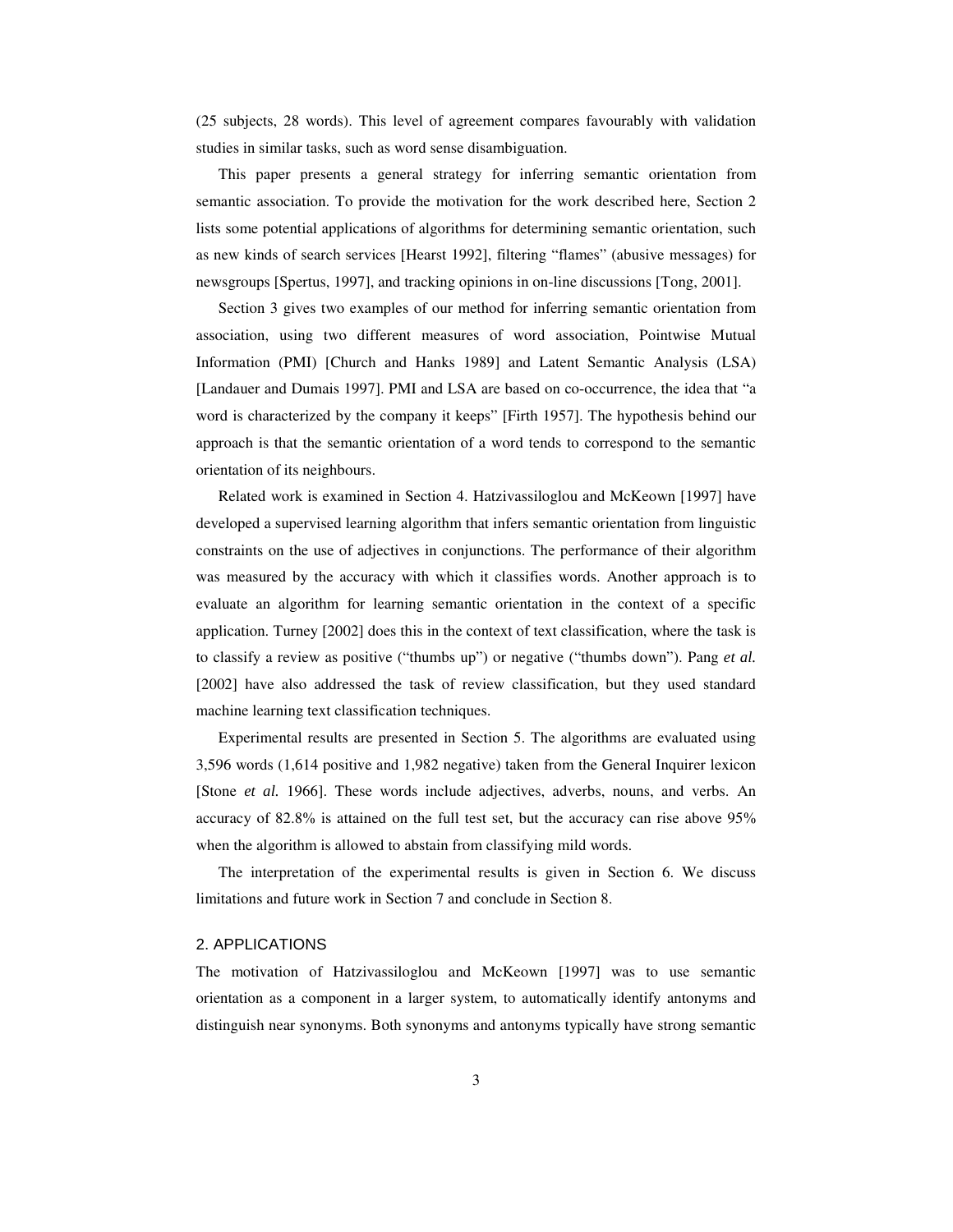(25 subjects, 28 words). This level of agreement compares favourably with validation studies in similar tasks, such as word sense disambiguation.

This paper presents a general strategy for inferring semantic orientation from semantic association. To provide the motivation for the work described here, Section 2 lists some potential applications of algorithms for determining semantic orientation, such as new kinds of search services [Hearst 1992], filtering "flames" (abusive messages) for newsgroups [Spertus, 1997], and tracking opinions in on-line discussions [Tong, 2001].

Section 3 gives two examples of our method for inferring semantic orientation from association, using two different measures of word association, Pointwise Mutual Information (PMI) [Church and Hanks 1989] and Latent Semantic Analysis (LSA) [Landauer and Dumais 1997]. PMI and LSA are based on co-occurrence, the idea that "a word is characterized by the company it keeps" [Firth 1957]. The hypothesis behind our approach is that the semantic orientation of a word tends to correspond to the semantic orientation of its neighbours.

Related work is examined in Section 4. Hatzivassiloglou and McKeown [1997] have developed a supervised learning algorithm that infers semantic orientation from linguistic constraints on the use of adjectives in conjunctions. The performance of their algorithm was measured by the accuracy with which it classifies words. Another approach is to evaluate an algorithm for learning semantic orientation in the context of a specific application. Turney [2002] does this in the context of text classification, where the task is to classify a review as positive ("thumbs up") or negative ("thumbs down"). Pang *et al.* [2002] have also addressed the task of review classification, but they used standard machine learning text classification techniques.

Experimental results are presented in Section 5. The algorithms are evaluated using 3,596 words (1,614 positive and 1,982 negative) taken from the General Inquirer lexicon [Stone *et al.* 1966]. These words include adjectives, adverbs, nouns, and verbs. An accuracy of 82.8% is attained on the full test set, but the accuracy can rise above 95% when the algorithm is allowed to abstain from classifying mild words.

The interpretation of the experimental results is given in Section 6. We discuss limitations and future work in Section 7 and conclude in Section 8.

## 2. APPLICATIONS

The motivation of Hatzivassiloglou and McKeown [1997] was to use semantic orientation as a component in a larger system, to automatically identify antonyms and distinguish near synonyms. Both synonyms and antonyms typically have strong semantic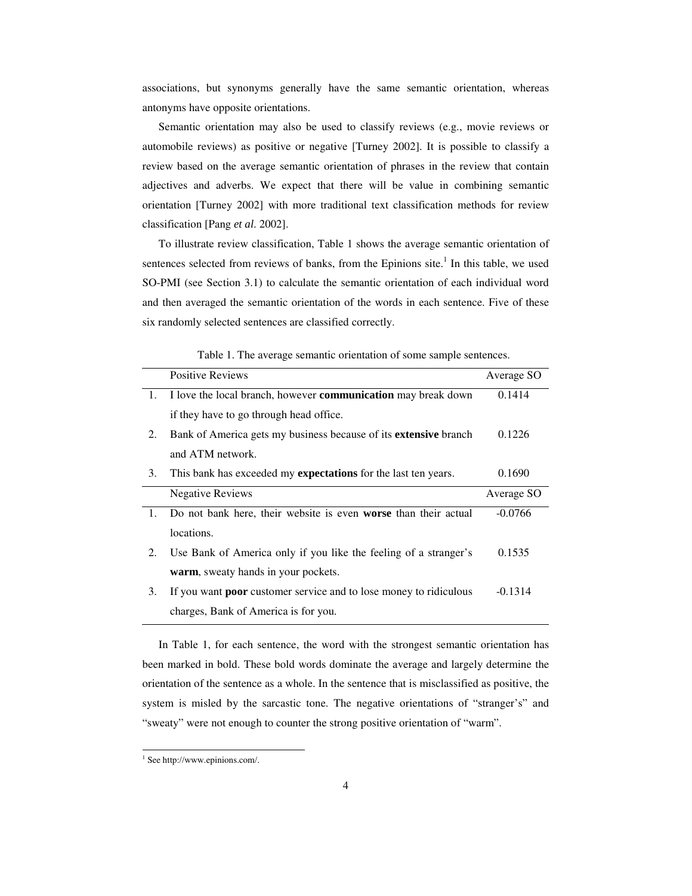associations, but synonyms generally have the same semantic orientation, whereas antonyms have opposite orientations.

Semantic orientation may also be used to classify reviews (e.g., movie reviews or automobile reviews) as positive or negative [Turney 2002]. It is possible to classify a review based on the average semantic orientation of phrases in the review that contain adjectives and adverbs. We expect that there will be value in combining semantic orientation [Turney 2002] with more traditional text classification methods for review classification [Pang *et al*. 2002].

To illustrate review classification, Table 1 shows the average semantic orientation of sentences selected from reviews of banks, from the Epinions site.[1] In this table, we used SO-PMI (see Section 3.1) to calculate the semantic orientation of each individual word and then averaged the semantic orientation of the words in each sentence. Five of these six randomly selected sentences are classified correctly.

Table 1. The average semantic orientation of some sample sentences.

| | Positive Reviews | Average SO |
|---|---|---|
| 1. | I love the local branch, however **communication** may break down if they have to go through head office. | 0.1414 |
| 2. | Bank of America gets my business because of its **extensive** branch and ATM network. | 0.1226 |
| 3. | This bank has exceeded my **expectations** for the last ten years. | 0.1690 |
| | **Negative Reviews** | **Average SO** |
| 1. | Do not bank here, their website is even **worse** than their actual locations. | -0.0766 |
| 2. | Use Bank of America only if you like the feeling of a stranger's **warm**, sweaty hands in your pockets. | 0.1535 |
| 3. | If you want **poor** customer service and to lose money to ridiculous charges, Bank of America is for you. | -0.1314 |

In Table 1, for each sentence, the word with the strongest semantic orientation has been marked in bold. These bold words dominate the average and largely determine the orientation of the sentence as a whole. In the sentence that is misclassified as positive, the system is misled by the sarcastic tone. The negative orientations of "stranger's" and "sweaty" were not enough to counter the strong positive orientation of "warm".

[1] See http://www.epinions.com/.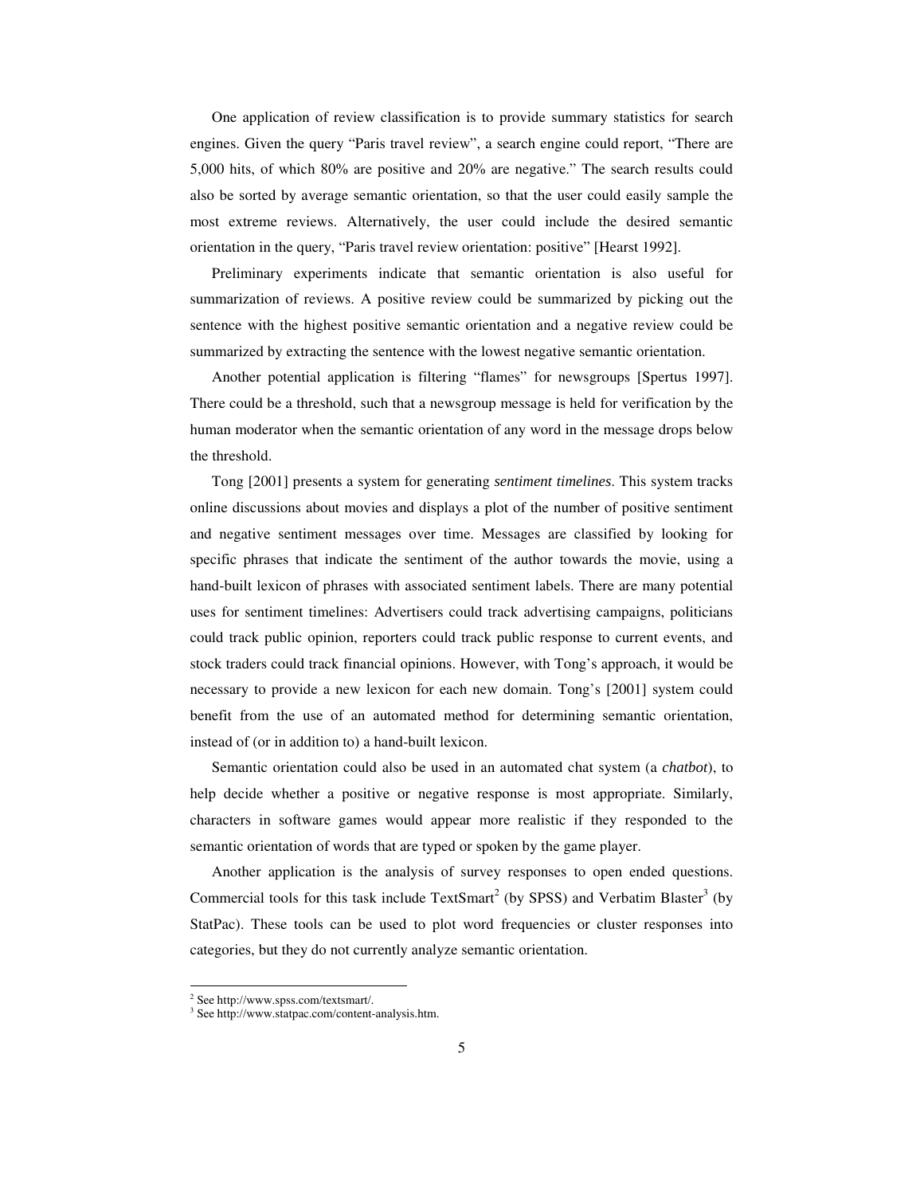One application of review classification is to provide summary statistics for search engines. Given the query "Paris travel review", a search engine could report, "There are 5,000 hits, of which 80% are positive and 20% are negative." The search results could also be sorted by average semantic orientation, so that the user could easily sample the most extreme reviews. Alternatively, the user could include the desired semantic orientation in the query, "Paris travel review orientation: positive" [Hearst 1992].

Preliminary experiments indicate that semantic orientation is also useful for summarization of reviews. A positive review could be summarized by picking out the sentence with the highest positive semantic orientation and a negative review could be summarized by extracting the sentence with the lowest negative semantic orientation.

Another potential application is filtering "flames" for newsgroups [Spertus 1997]. There could be a threshold, such that a newsgroup message is held for verification by the human moderator when the semantic orientation of any word in the message drops below the threshold.

Tong [2001] presents a system for generating *sentiment timelines*. This system tracks online discussions about movies and displays a plot of the number of positive sentiment and negative sentiment messages over time. Messages are classified by looking for specific phrases that indicate the sentiment of the author towards the movie, using a hand-built lexicon of phrases with associated sentiment labels. There are many potential uses for sentiment timelines: Advertisers could track advertising campaigns, politicians could track public opinion, reporters could track public response to current events, and stock traders could track financial opinions. However, with Tong's approach, it would be necessary to provide a new lexicon for each new domain. Tong's [2001] system could benefit from the use of an automated method for determining semantic orientation, instead of (or in addition to) a hand-built lexicon.

Semantic orientation could also be used in an automated chat system (a *chatbot*), to help decide whether a positive or negative response is most appropriate. Similarly, characters in software games would appear more realistic if they responded to the semantic orientation of words that are typed or spoken by the game player.

Another application is the analysis of survey responses to open ended questions. Commercial tools for this task include TextSmart[2] (by SPSS) and Verbatim Blaster[3] (by StatPac). These tools can be used to plot word frequencies or cluster responses into categories, but they do not currently analyze semantic orientation.

[2] See http://www.spss.com/textsmart/.

[3] See http://www.statpac.com/content-analysis.htm.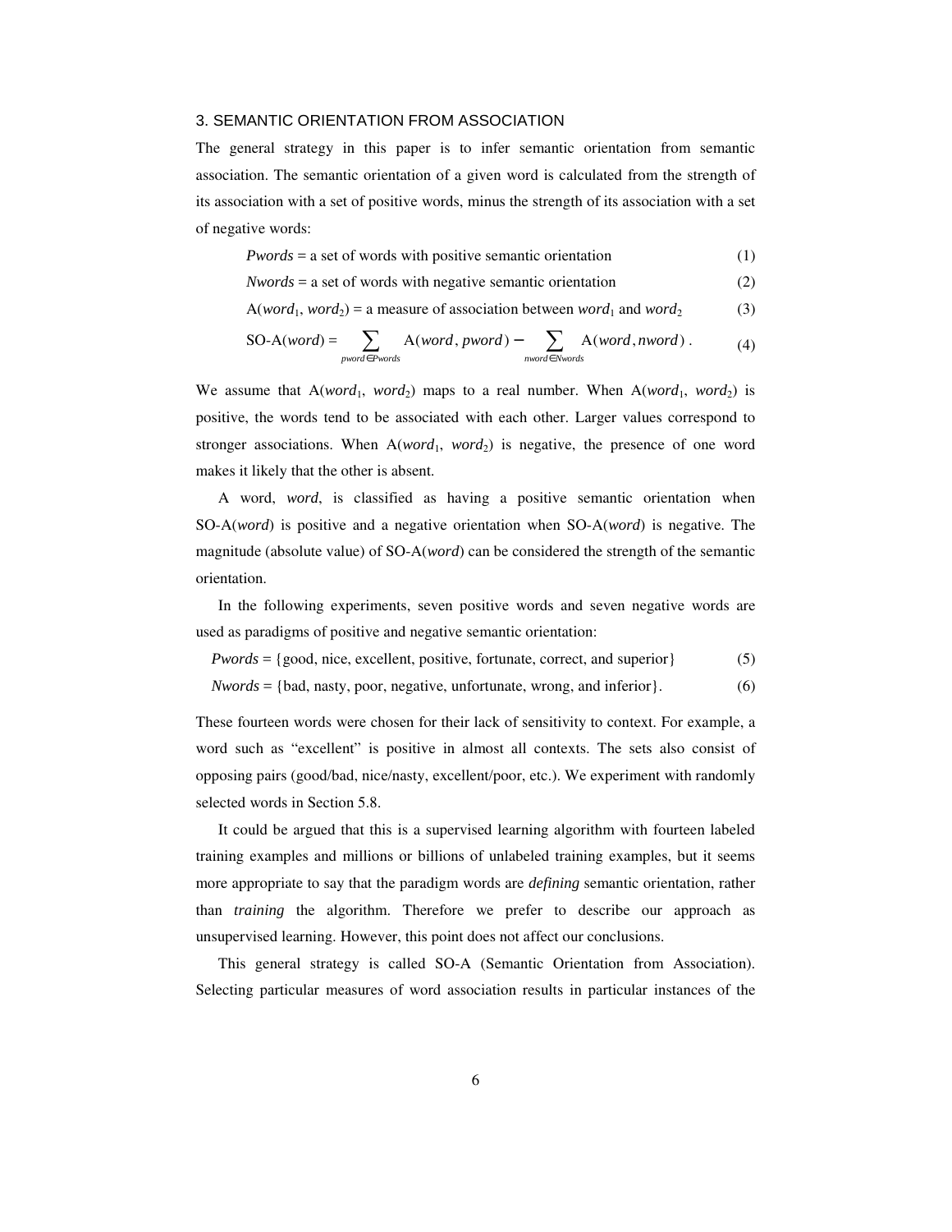## 3. SEMANTIC ORIENTATION FROM ASSOCIATION

The general strategy in this paper is to infer semantic orientation from semantic association. The semantic orientation of a given word is calculated from the strength of its association with a set of positive words, minus the strength of its association with a set of negative words:

$$Pwords = \text{a set of words with positive semantic orientation} \tag{1}$$

$$Nwords = \text{a set of words with negative semantic orientation} \tag{2}$$

$$\text{A}(word_1, word_2) = \text{a measure of association between } word_1 \text{ and } word_2 \tag{3}$$

$$\text{SO-A}(word) = \sum_{pword \in Pwords} \text{A}(word, pword) - \sum_{nword \in Nwords} \text{A}(word, nword)\ . \tag{4}$$

We assume that $\text{A}(word_1, word_2)$ maps to a real number. When $\text{A}(word_1, word_2)$ is positive, the words tend to be associated with each other. Larger values correspond to stronger associations. When $\text{A}(word_1, word_2)$ is negative, the presence of one word makes it likely that the other is absent.

A word, *word*, is classified as having a positive semantic orientation when SO-A(*word*) is positive and a negative orientation when SO-A(*word*) is negative. The magnitude (absolute value) of SO-A(*word*) can be considered the strength of the semantic orientation.

In the following experiments, seven positive words and seven negative words are used as paradigms of positive and negative semantic orientation:

$$Pwords = \{\text{good, nice, excellent, positive, fortunate, correct, and superior}\} \tag{5}$$

$$Nwords = \{\text{bad, nasty, poor, negative, unfortunate, wrong, and inferior}\}. \tag{6}$$

These fourteen words were chosen for their lack of sensitivity to context. For example, a word such as "excellent" is positive in almost all contexts. The sets also consist of opposing pairs (good/bad, nice/nasty, excellent/poor, etc.). We experiment with randomly selected words in Section 5.8.

It could be argued that this is a supervised learning algorithm with fourteen labeled training examples and millions or billions of unlabeled training examples, but it seems more appropriate to say that the paradigm words are *defining* semantic orientation, rather than *training* the algorithm. Therefore we prefer to describe our approach as unsupervised learning. However, this point does not affect our conclusions.

This general strategy is called SO-A (Semantic Orientation from Association). Selecting particular measures of word association results in particular instances of the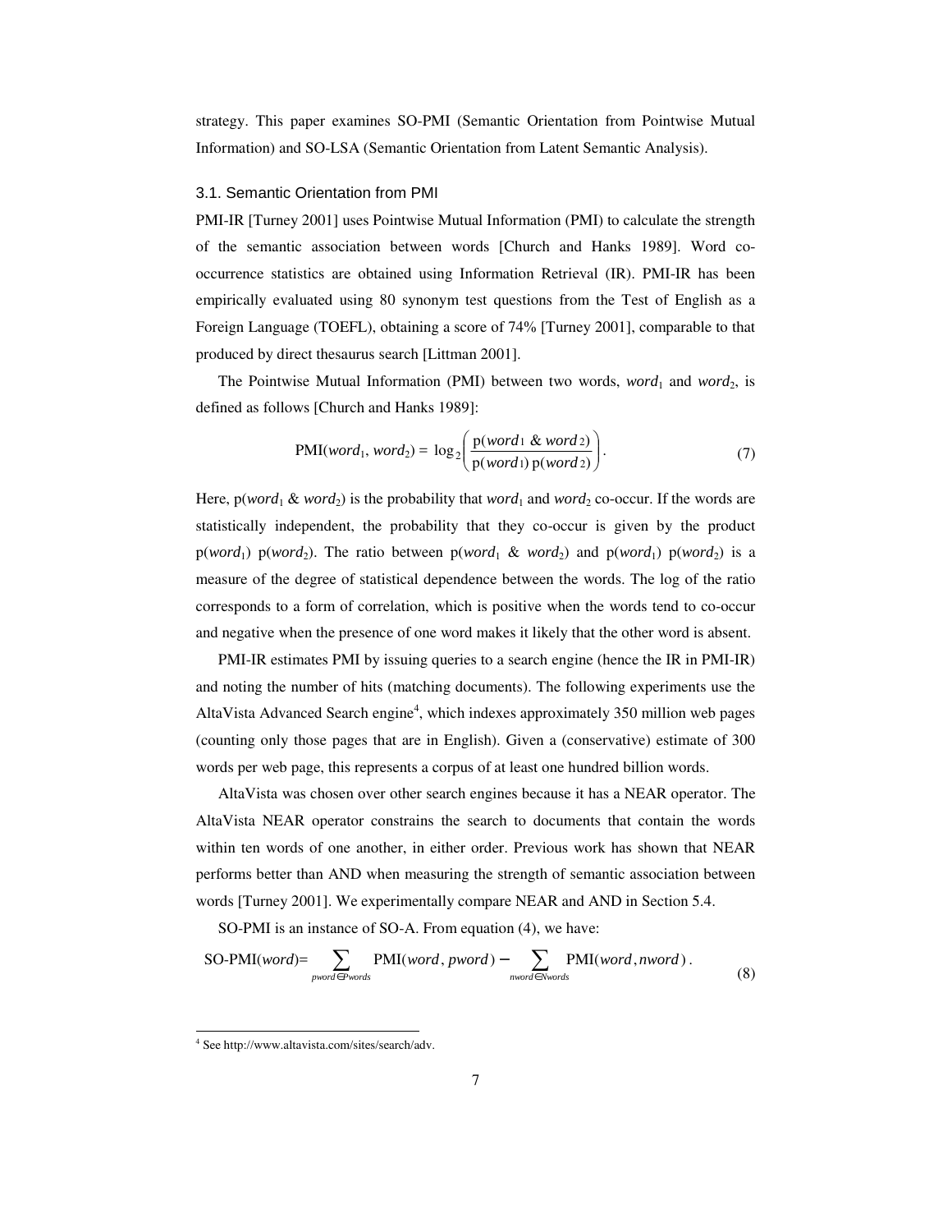strategy. This paper examines SO-PMI (Semantic Orientation from Pointwise Mutual Information) and SO-LSA (Semantic Orientation from Latent Semantic Analysis).

### 3.1. Semantic Orientation from PMI

PMI-IR [Turney 2001] uses Pointwise Mutual Information (PMI) to calculate the strength of the semantic association between words [Church and Hanks 1989]. Word co-occurrence statistics are obtained using Information Retrieval (IR). PMI-IR has been empirically evaluated using 80 synonym test questions from the Test of English as a Foreign Language (TOEFL), obtaining a score of 74% [Turney 2001], comparable to that produced by direct thesaurus search [Littman 2001].

The Pointwise Mutual Information (PMI) between two words, $word_1$ and $word_2$, is defined as follows [Church and Hanks 1989]:

$$\text{PMI}(word_1, word_2) = \log_2\left(\frac{\text{p}(word_1 \ \& \ word_2)}{\text{p}(word_1)\,\text{p}(word_2)}\right). \tag{7}$$

Here, $\text{p}(word_1 \ \& \ word_2)$ is the probability that $word_1$ and $word_2$ co-occur. If the words are statistically independent, the probability that they co-occur is given by the product $\text{p}(word_1)\ \text{p}(word_2)$. The ratio between $\text{p}(word_1 \ \& \ word_2)$ and $\text{p}(word_1)\ \text{p}(word_2)$ is a measure of the degree of statistical dependence between the words. The log of the ratio corresponds to a form of correlation, which is positive when the words tend to co-occur and negative when the presence of one word makes it likely that the other word is absent.

PMI-IR estimates PMI by issuing queries to a search engine (hence the IR in PMI-IR) and noting the number of hits (matching documents). The following experiments use the AltaVista Advanced Search engine[4], which indexes approximately 350 million web pages (counting only those pages that are in English). Given a (conservative) estimate of 300 words per web page, this represents a corpus of at least one hundred billion words.

AltaVista was chosen over other search engines because it has a NEAR operator. The AltaVista NEAR operator constrains the search to documents that contain the words within ten words of one another, in either order. Previous work has shown that NEAR performs better than AND when measuring the strength of semantic association between words [Turney 2001]. We experimentally compare NEAR and AND in Section 5.4.

SO-PMI is an instance of SO-A. From equation (4), we have:

$$\text{SO-PMI}(word) = \sum_{pword \in Pwords} \text{PMI}(word, pword) - \sum_{nword \in Nwords} \text{PMI}(word, nword). \tag{8}$$

[4] See http://www.altavista.com/sites/search/adv.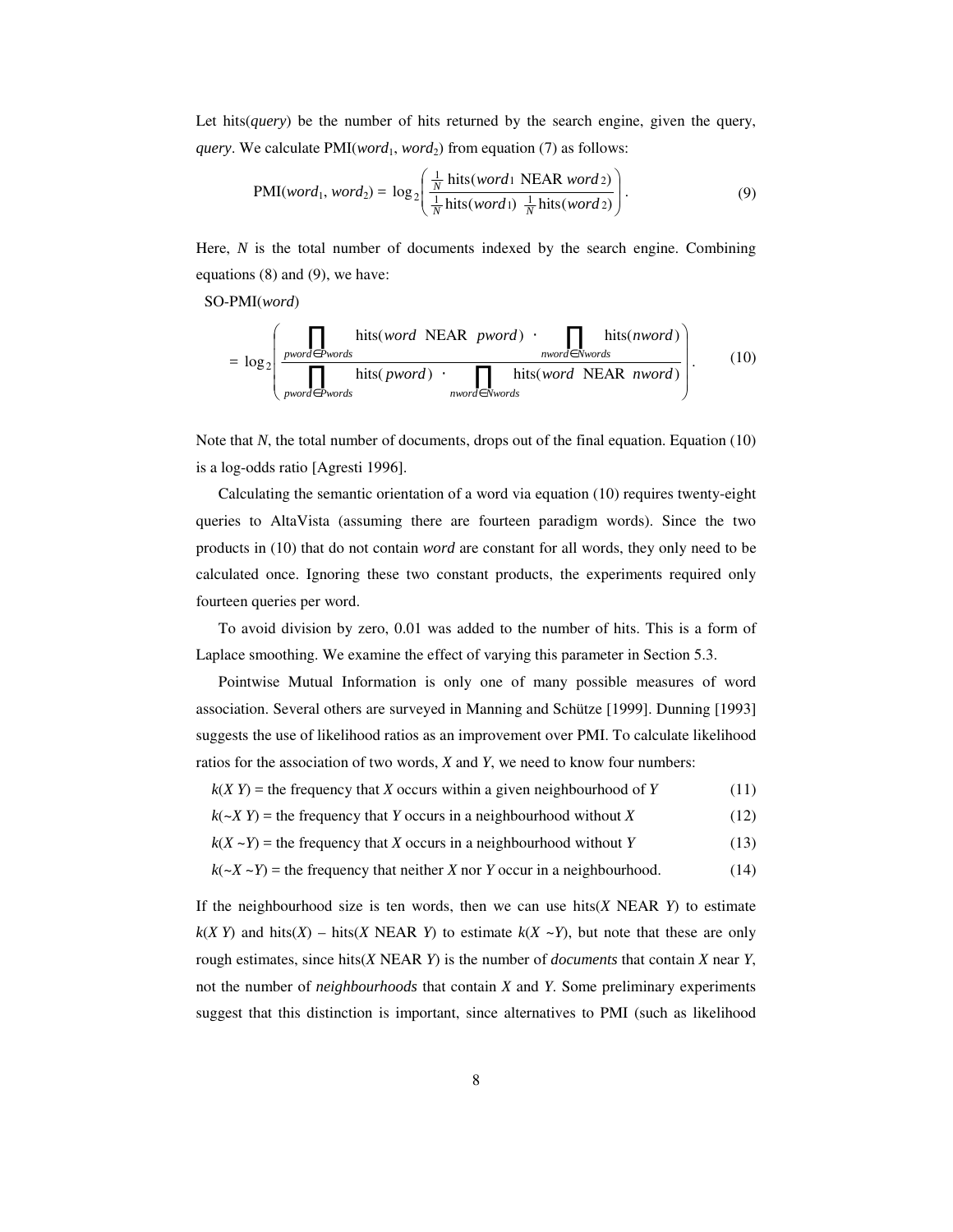Let hits(*query*) be the number of hits returned by the search engine, given the query, *query*. We calculate PMI($word_1$, $word_2$) from equation (7) as follows:

$$\text{PMI}(word_1, word_2) = \log_2\left(\frac{\frac{1}{N}\,\text{hits}(word_1 \text{ NEAR } word_2)}{\frac{1}{N}\,\text{hits}(word_1)\;\frac{1}{N}\,\text{hits}(word_2)}\right). \tag{9}$$

Here, $N$ is the total number of documents indexed by the search engine. Combining equations (8) and (9), we have:

SO-PMI(*word*)

$$= \log_2\left(\frac{\prod_{pword \in Pwords} \text{hits}(word \text{ NEAR } pword) \cdot \prod_{nword \in Nwords} \text{hits}(nword)}{\prod_{pword \in Pwords} \text{hits}(pword) \cdot \prod_{nword \in Nwords} \text{hits}(word \text{ NEAR } nword)}\right). \tag{10}$$

Note that $N$, the total number of documents, drops out of the final equation. Equation (10) is a log-odds ratio [Agresti 1996].

Calculating the semantic orientation of a word via equation (10) requires twenty-eight queries to AltaVista (assuming there are fourteen paradigm words). Since the two products in (10) that do not contain *word* are constant for all words, they only need to be calculated once. Ignoring these two constant products, the experiments required only fourteen queries per word.

To avoid division by zero, 0.01 was added to the number of hits. This is a form of Laplace smoothing. We examine the effect of varying this parameter in Section 5.3.

Pointwise Mutual Information is only one of many possible measures of word association. Several others are surveyed in Manning and Schütze [1999]. Dunning [1993] suggests the use of likelihood ratios as an improvement over PMI. To calculate likelihood ratios for the association of two words, $X$ and $Y$, we need to know four numbers:

$k(X\ Y)$ = the frequency that $X$ occurs within a given neighbourhood of $Y$ (11)

$k(\sim X\ Y)$ = the frequency that $Y$ occurs in a neighbourhood without $X$ (12)

$k(X\ \sim Y)$ = the frequency that $X$ occurs in a neighbourhood without $Y$ (13)

$k(\sim X\ \sim Y)$ = the frequency that neither $X$ nor $Y$ occur in a neighbourhood. (14)

If the neighbourhood size is ten words, then we can use hits($X$ NEAR $Y$) to estimate $k(X\ Y)$ and hits($X$) – hits($X$ NEAR $Y$) to estimate $k(X\ \sim Y)$, but note that these are only rough estimates, since hits($X$ NEAR $Y$) is the number of *documents* that contain $X$ near $Y$, not the number of *neighbourhoods* that contain $X$ and $Y$. Some preliminary experiments suggest that this distinction is important, since alternatives to PMI (such as likelihood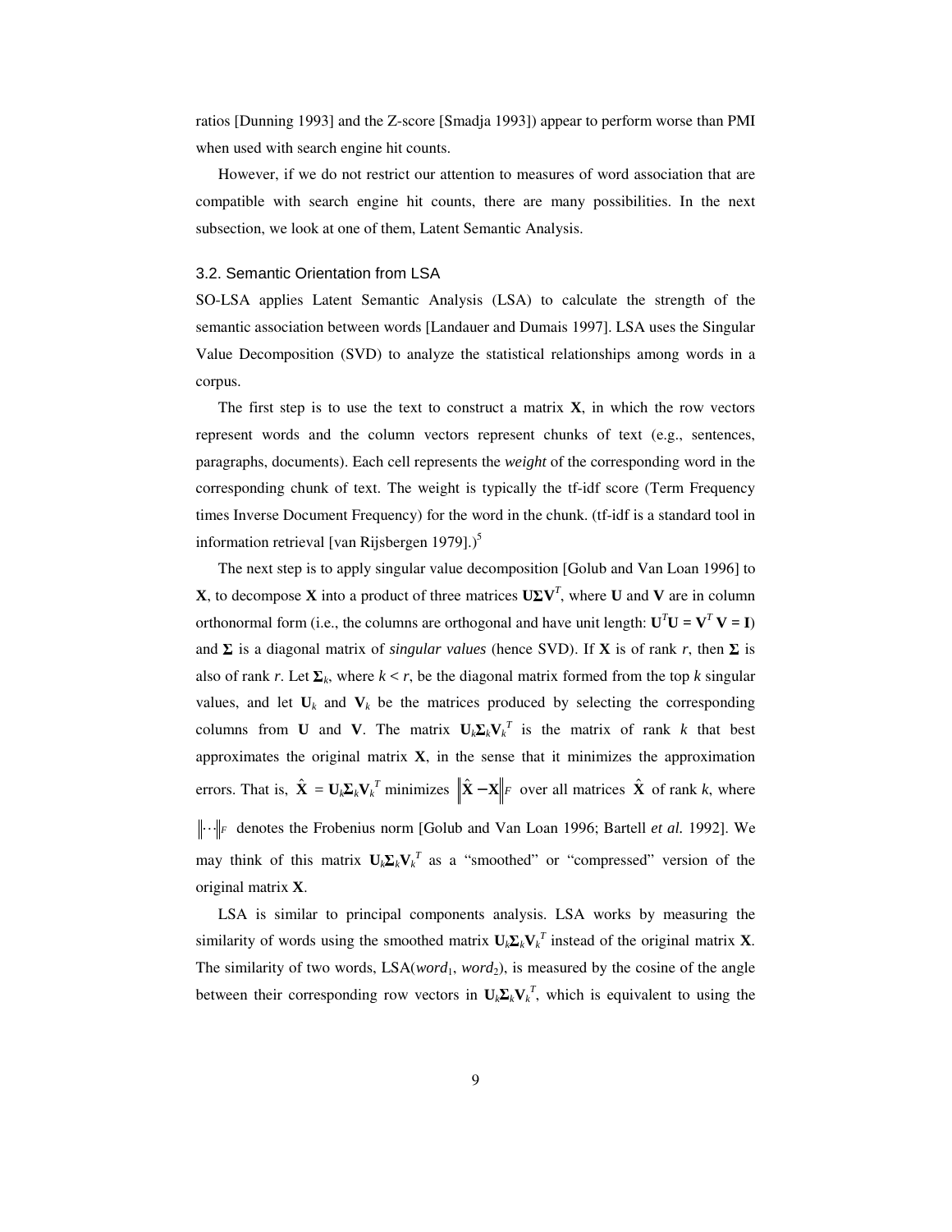ratios [Dunning 1993] and the Z-score [Smadja 1993]) appear to perform worse than PMI when used with search engine hit counts.

However, if we do not restrict our attention to measures of word association that are compatible with search engine hit counts, there are many possibilities. In the next subsection, we look at one of them, Latent Semantic Analysis.

### 3.2. Semantic Orientation from LSA

SO-LSA applies Latent Semantic Analysis (LSA) to calculate the strength of the semantic association between words [Landauer and Dumais 1997]. LSA uses the Singular Value Decomposition (SVD) to analyze the statistical relationships among words in a corpus.

The first step is to use the text to construct a matrix $\mathbf{X}$, in which the row vectors represent words and the column vectors represent chunks of text (e.g., sentences, paragraphs, documents). Each cell represents the *weight* of the corresponding word in the corresponding chunk of text. The weight is typically the tf-idf score (Term Frequency times Inverse Document Frequency) for the word in the chunk. (tf-idf is a standard tool in information retrieval [van Rijsbergen 1979].)[5]

The next step is to apply singular value decomposition [Golub and Van Loan 1996] to $\mathbf{X}$, to decompose $\mathbf{X}$ into a product of three matrices $\mathbf{U\Sigma V}^T$, where $\mathbf{U}$ and $\mathbf{V}$ are in column orthonormal form (i.e., the columns are orthogonal and have unit length: $\mathbf{U}^T\mathbf{U} = \mathbf{V}^T\mathbf{V} = \mathbf{I}$) and $\mathbf{\Sigma}$ is a diagonal matrix of *singular values* (hence SVD). If $\mathbf{X}$ is of rank $r$, then $\mathbf{\Sigma}$ is also of rank $r$. Let $\mathbf{\Sigma}_k$, where $k < r$, be the diagonal matrix formed from the top $k$ singular values, and let $\mathbf{U}_k$ and $\mathbf{V}_k$ be the matrices produced by selecting the corresponding columns from $\mathbf{U}$ and $\mathbf{V}$. The matrix $\mathbf{U}_k\mathbf{\Sigma}_k\mathbf{V}_k^T$ is the matrix of rank $k$ that best approximates the original matrix $\mathbf{X}$, in the sense that it minimizes the approximation errors. That is, $\hat{\mathbf{X}} = \mathbf{U}_k\mathbf{\Sigma}_k\mathbf{V}_k^T$ minimizes $\left\|\hat{\mathbf{X}} - \mathbf{X}\right\|_F$ over all matrices $\hat{\mathbf{X}}$ of rank $k$, where $\left\|\cdots\right\|_F$ denotes the Frobenius norm [Golub and Van Loan 1996; Bartell *et al.* 1992]. We may think of this matrix $\mathbf{U}_k\mathbf{\Sigma}_k\mathbf{V}_k^T$ as a "smoothed" or "compressed" version of the original matrix $\mathbf{X}$.

LSA is similar to principal components analysis. LSA works by measuring the similarity of words using the smoothed matrix $\mathbf{U}_k\mathbf{\Sigma}_k\mathbf{V}_k^T$ instead of the original matrix $\mathbf{X}$. The similarity of two words, LSA(*word*$_1$, *word*$_2$), is measured by the cosine of the angle between their corresponding row vectors in $\mathbf{U}_k\mathbf{\Sigma}_k\mathbf{V}_k^T$, which is equivalent to using the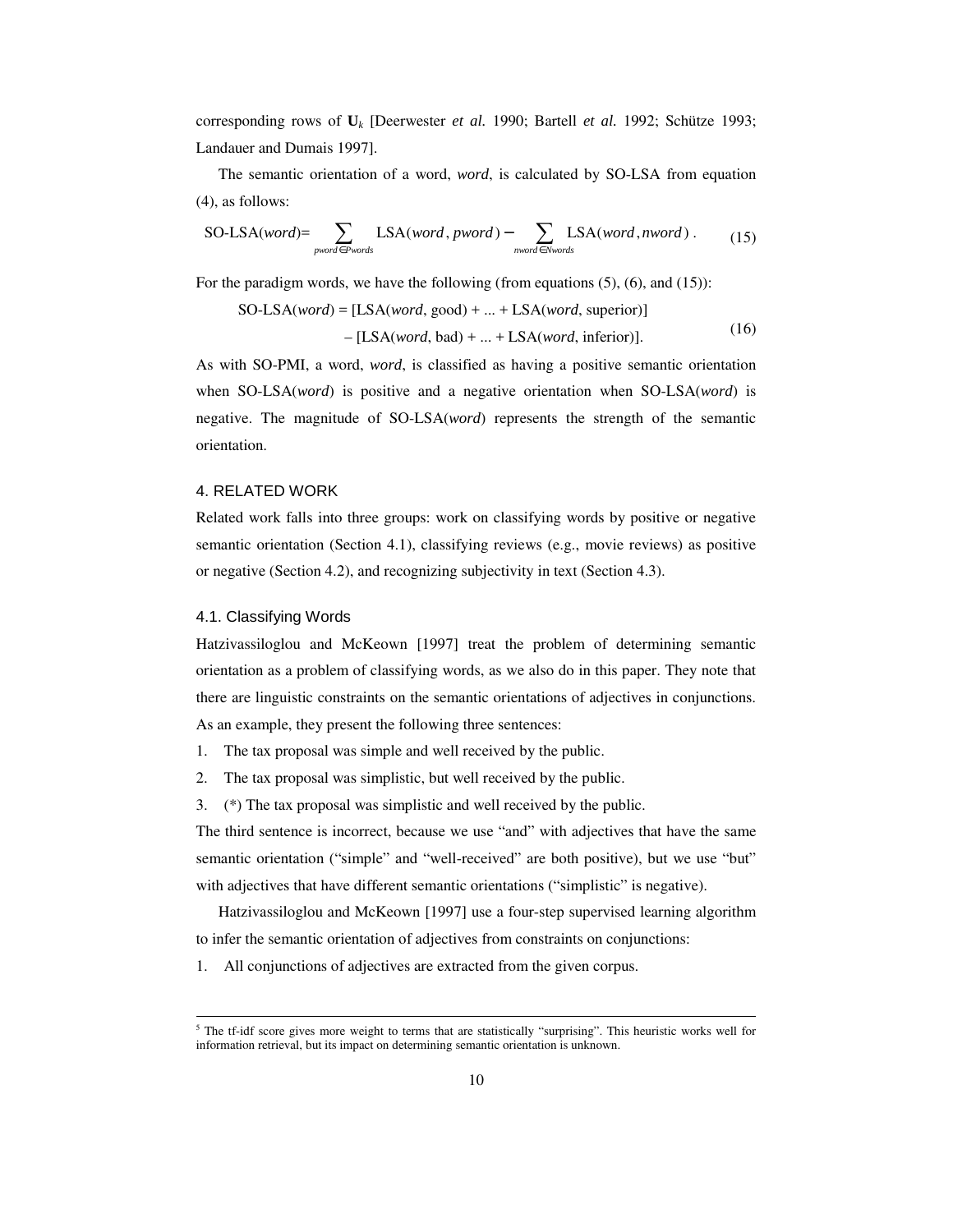corresponding rows of $\mathbf{U}_k$ [Deerwester *et al.* 1990; Bartell *et al.* 1992; Schütze 1993; Landauer and Dumais 1997].

The semantic orientation of a word, *word*, is calculated by SO-LSA from equation (4), as follows:

$$\text{SO-LSA}(word) = \sum_{pword \in Pwords} \text{LSA}(word, pword) - \sum_{nword \in Nwords} \text{LSA}(word, nword)\,. \quad (15)$$

For the paradigm words, we have the following (from equations (5), (6), and (15)):

$$\begin{aligned} \text{SO-LSA}(word) = {} & [\text{LSA}(word, \text{good}) + \ldots + \text{LSA}(word, \text{superior})] \\ & - [\text{LSA}(word, \text{bad}) + \ldots + \text{LSA}(word, \text{inferior})]. \end{aligned} \quad (16)$$

As with SO-PMI, a word, *word*, is classified as having a positive semantic orientation when SO-LSA(*word*) is positive and a negative orientation when SO-LSA(*word*) is negative. The magnitude of SO-LSA(*word*) represents the strength of the semantic orientation.

## 4. RELATED WORK

Related work falls into three groups: work on classifying words by positive or negative semantic orientation (Section 4.1), classifying reviews (e.g., movie reviews) as positive or negative (Section 4.2), and recognizing subjectivity in text (Section 4.3).

### 4.1. Classifying Words

Hatzivassiloglou and McKeown [1997] treat the problem of determining semantic orientation as a problem of classifying words, as we also do in this paper. They note that there are linguistic constraints on the semantic orientations of adjectives in conjunctions. As an example, they present the following three sentences:

1. The tax proposal was simple and well received by the public.
2. The tax proposal was simplistic, but well received by the public.
3. (*) The tax proposal was simplistic and well received by the public.

The third sentence is incorrect, because we use "and" with adjectives that have the same semantic orientation ("simple" and "well-received" are both positive), but we use "but" with adjectives that have different semantic orientations ("simplistic" is negative).

Hatzivassiloglou and McKeown [1997] use a four-step supervised learning algorithm to infer the semantic orientation of adjectives from constraints on conjunctions:

1. All conjunctions of adjectives are extracted from the given corpus.

---

[5] The tf-idf score gives more weight to terms that are statistically "surprising". This heuristic works well for information retrieval, but its impact on determining semantic orientation is unknown.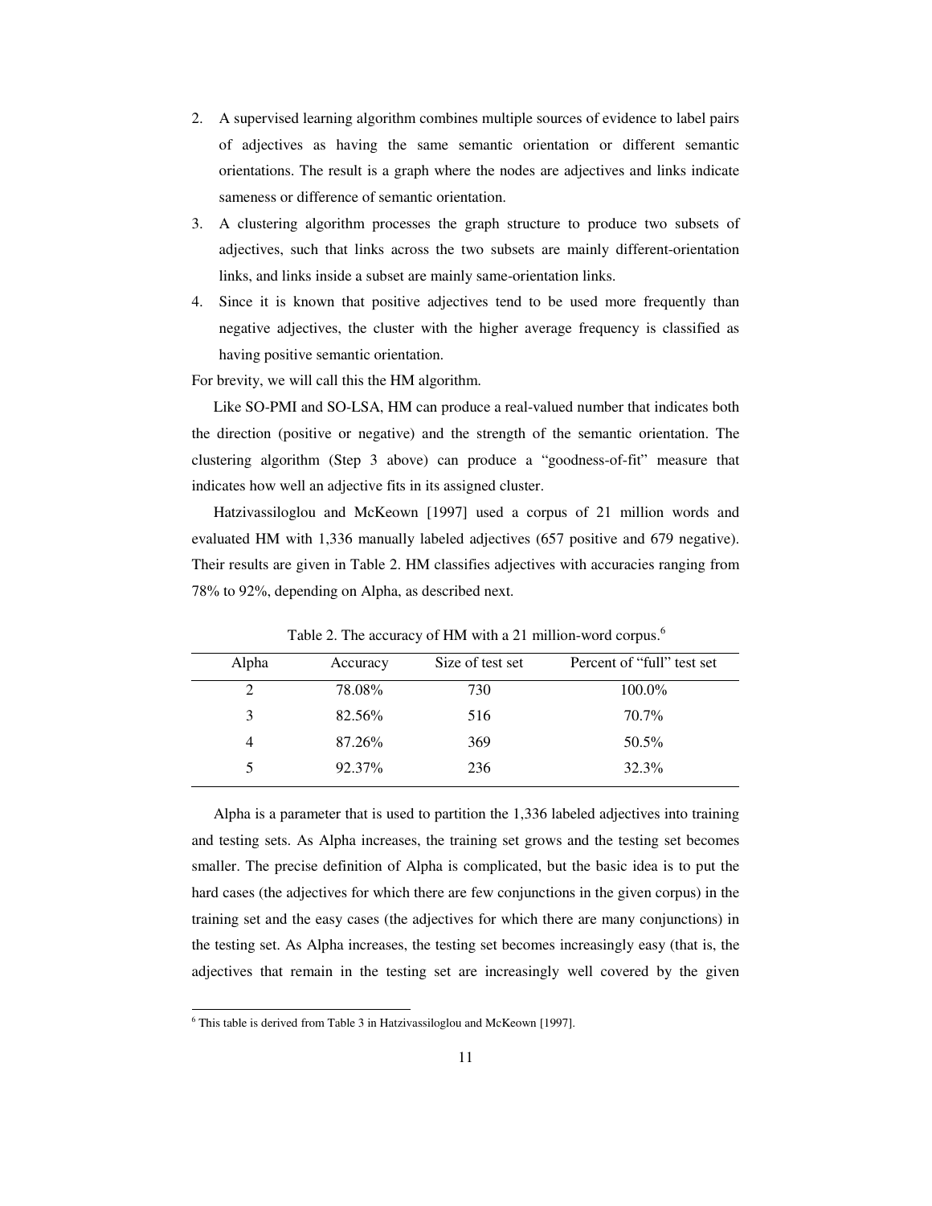2. A supervised learning algorithm combines multiple sources of evidence to label pairs of adjectives as having the same semantic orientation or different semantic orientations. The result is a graph where the nodes are adjectives and links indicate sameness or difference of semantic orientation.
3. A clustering algorithm processes the graph structure to produce two subsets of adjectives, such that links across the two subsets are mainly different-orientation links, and links inside a subset are mainly same-orientation links.
4. Since it is known that positive adjectives tend to be used more frequently than negative adjectives, the cluster with the higher average frequency is classified as having positive semantic orientation.

For brevity, we will call this the HM algorithm.

Like SO-PMI and SO-LSA, HM can produce a real-valued number that indicates both the direction (positive or negative) and the strength of the semantic orientation. The clustering algorithm (Step 3 above) can produce a "goodness-of-fit" measure that indicates how well an adjective fits in its assigned cluster.

Hatzivassiloglou and McKeown [1997] used a corpus of 21 million words and evaluated HM with 1,336 manually labeled adjectives (657 positive and 679 negative). Their results are given in Table 2. HM classifies adjectives with accuracies ranging from 78% to 92%, depending on Alpha, as described next.

Table 2. The accuracy of HM with a 21 million-word corpus.[6]

| Alpha | Accuracy | Size of test set | Percent of "full" test set |
|---|---|---|---|
| 2 | 78.08% | 730 | 100.0% |
| 3 | 82.56% | 516 | 70.7% |
| 4 | 87.26% | 369 | 50.5% |
| 5 | 92.37% | 236 | 32.3% |

Alpha is a parameter that is used to partition the 1,336 labeled adjectives into training and testing sets. As Alpha increases, the training set grows and the testing set becomes smaller. The precise definition of Alpha is complicated, but the basic idea is to put the hard cases (the adjectives for which there are few conjunctions in the given corpus) in the training set and the easy cases (the adjectives for which there are many conjunctions) in the testing set. As Alpha increases, the testing set becomes increasingly easy (that is, the adjectives that remain in the testing set are increasingly well covered by the given

[6] This table is derived from Table 3 in Hatzivassiloglou and McKeown [1997].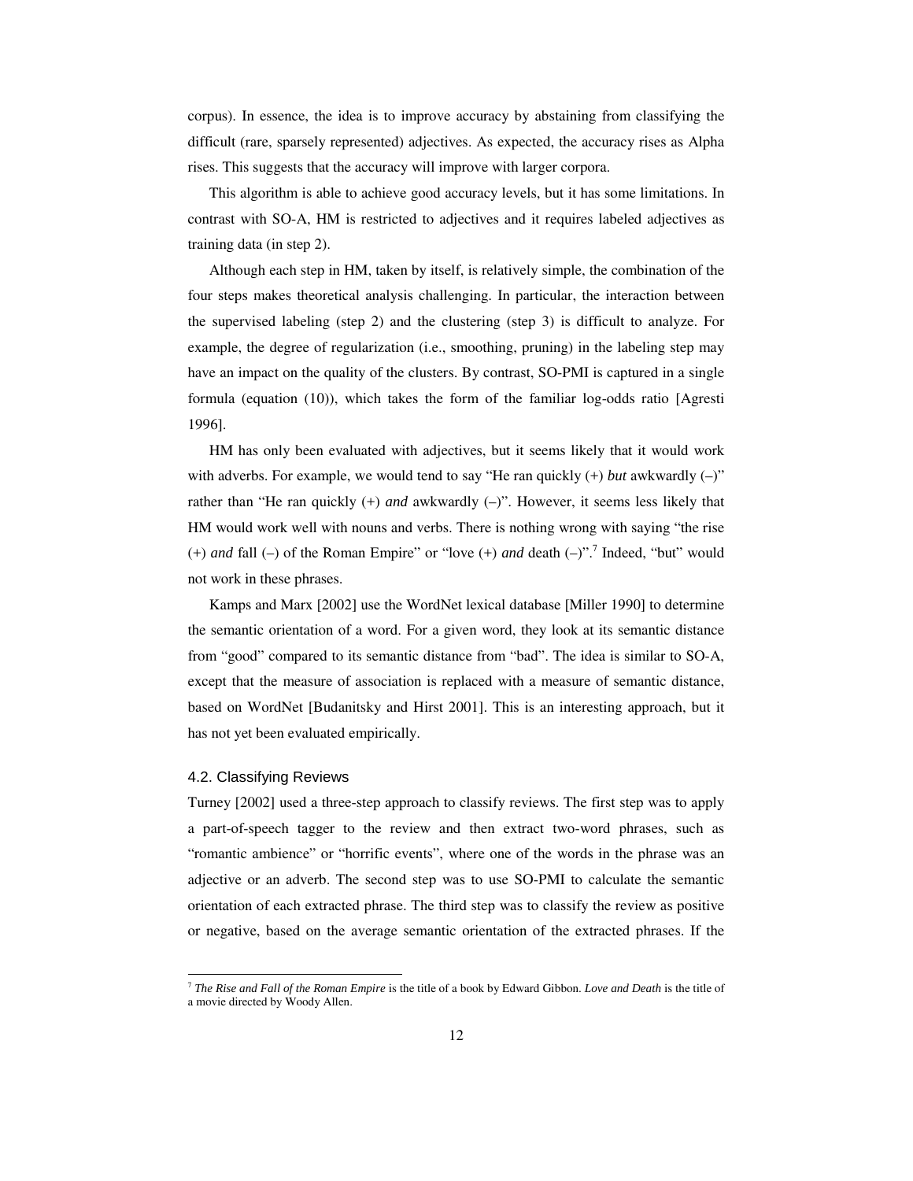corpus). In essence, the idea is to improve accuracy by abstaining from classifying the difficult (rare, sparsely represented) adjectives. As expected, the accuracy rises as Alpha rises. This suggests that the accuracy will improve with larger corpora.

This algorithm is able to achieve good accuracy levels, but it has some limitations. In contrast with SO-A, HM is restricted to adjectives and it requires labeled adjectives as training data (in step 2).

Although each step in HM, taken by itself, is relatively simple, the combination of the four steps makes theoretical analysis challenging. In particular, the interaction between the supervised labeling (step 2) and the clustering (step 3) is difficult to analyze. For example, the degree of regularization (i.e., smoothing, pruning) in the labeling step may have an impact on the quality of the clusters. By contrast, SO-PMI is captured in a single formula (equation (10)), which takes the form of the familiar log-odds ratio [Agresti 1996].

HM has only been evaluated with adjectives, but it seems likely that it would work with adverbs. For example, we would tend to say "He ran quickly (+) *but* awkwardly (–)" rather than "He ran quickly (+) *and* awkwardly (–)". However, it seems less likely that HM would work well with nouns and verbs. There is nothing wrong with saying "the rise (+) *and* fall (–) of the Roman Empire" or "love (+) *and* death (–)".[7] Indeed, "but" would not work in these phrases.

Kamps and Marx [2002] use the WordNet lexical database [Miller 1990] to determine the semantic orientation of a word. For a given word, they look at its semantic distance from "good" compared to its semantic distance from "bad". The idea is similar to SO-A, except that the measure of association is replaced with a measure of semantic distance, based on WordNet [Budanitsky and Hirst 2001]. This is an interesting approach, but it has not yet been evaluated empirically.

### 4.2. Classifying Reviews

Turney [2002] used a three-step approach to classify reviews. The first step was to apply a part-of-speech tagger to the review and then extract two-word phrases, such as "romantic ambience" or "horrific events", where one of the words in the phrase was an adjective or an adverb. The second step was to use SO-PMI to calculate the semantic orientation of each extracted phrase. The third step was to classify the review as positive or negative, based on the average semantic orientation of the extracted phrases. If the

---

[7] *The Rise and Fall of the Roman Empire* is the title of a book by Edward Gibbon. *Love and Death* is the title of a movie directed by Woody Allen.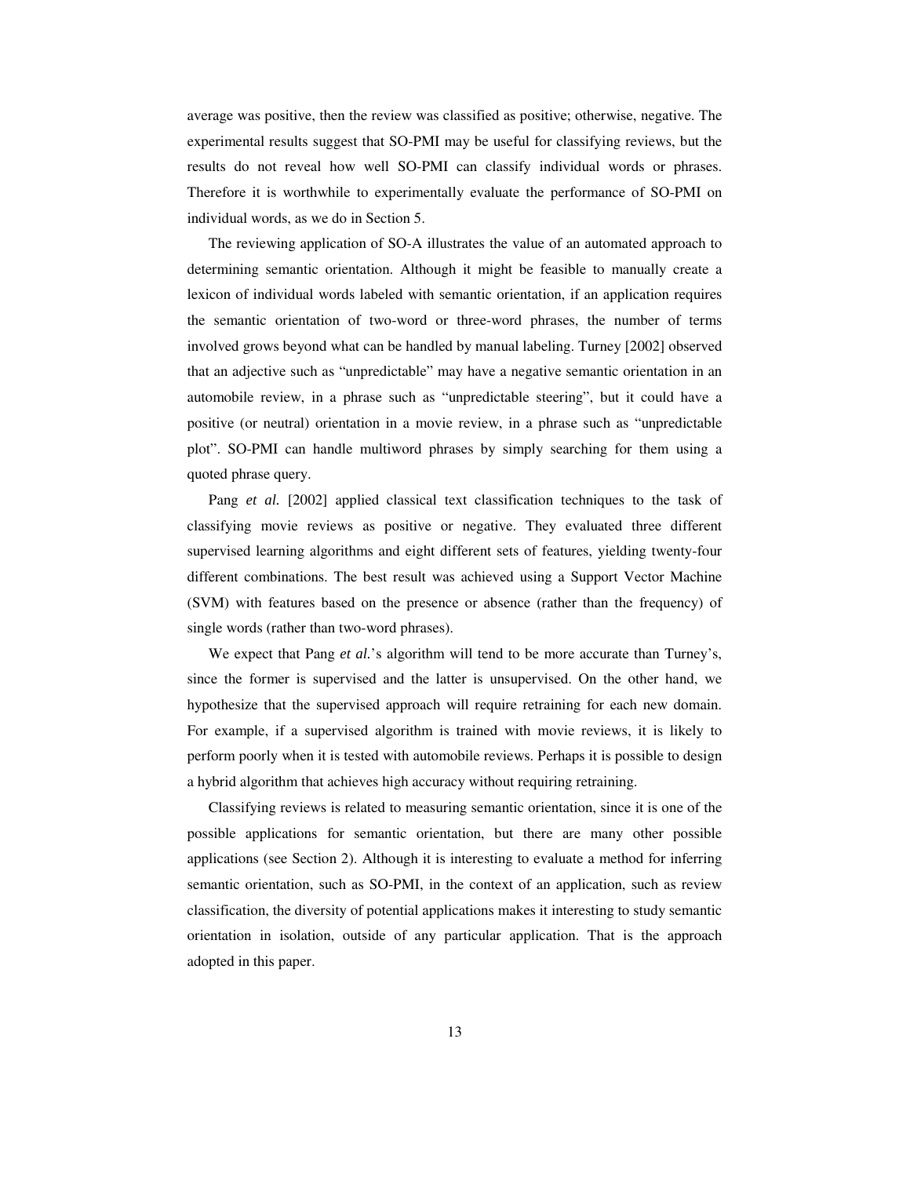average was positive, then the review was classified as positive; otherwise, negative. The experimental results suggest that SO-PMI may be useful for classifying reviews, but the results do not reveal how well SO-PMI can classify individual words or phrases. Therefore it is worthwhile to experimentally evaluate the performance of SO-PMI on individual words, as we do in Section 5.

The reviewing application of SO-A illustrates the value of an automated approach to determining semantic orientation. Although it might be feasible to manually create a lexicon of individual words labeled with semantic orientation, if an application requires the semantic orientation of two-word or three-word phrases, the number of terms involved grows beyond what can be handled by manual labeling. Turney [2002] observed that an adjective such as "unpredictable" may have a negative semantic orientation in an automobile review, in a phrase such as "unpredictable steering", but it could have a positive (or neutral) orientation in a movie review, in a phrase such as "unpredictable plot". SO-PMI can handle multiword phrases by simply searching for them using a quoted phrase query.

Pang *et al.* [2002] applied classical text classification techniques to the task of classifying movie reviews as positive or negative. They evaluated three different supervised learning algorithms and eight different sets of features, yielding twenty-four different combinations. The best result was achieved using a Support Vector Machine (SVM) with features based on the presence or absence (rather than the frequency) of single words (rather than two-word phrases).

We expect that Pang *et al.*'s algorithm will tend to be more accurate than Turney's, since the former is supervised and the latter is unsupervised. On the other hand, we hypothesize that the supervised approach will require retraining for each new domain. For example, if a supervised algorithm is trained with movie reviews, it is likely to perform poorly when it is tested with automobile reviews. Perhaps it is possible to design a hybrid algorithm that achieves high accuracy without requiring retraining.

Classifying reviews is related to measuring semantic orientation, since it is one of the possible applications for semantic orientation, but there are many other possible applications (see Section 2). Although it is interesting to evaluate a method for inferring semantic orientation, such as SO-PMI, in the context of an application, such as review classification, the diversity of potential applications makes it interesting to study semantic orientation in isolation, outside of any particular application. That is the approach adopted in this paper.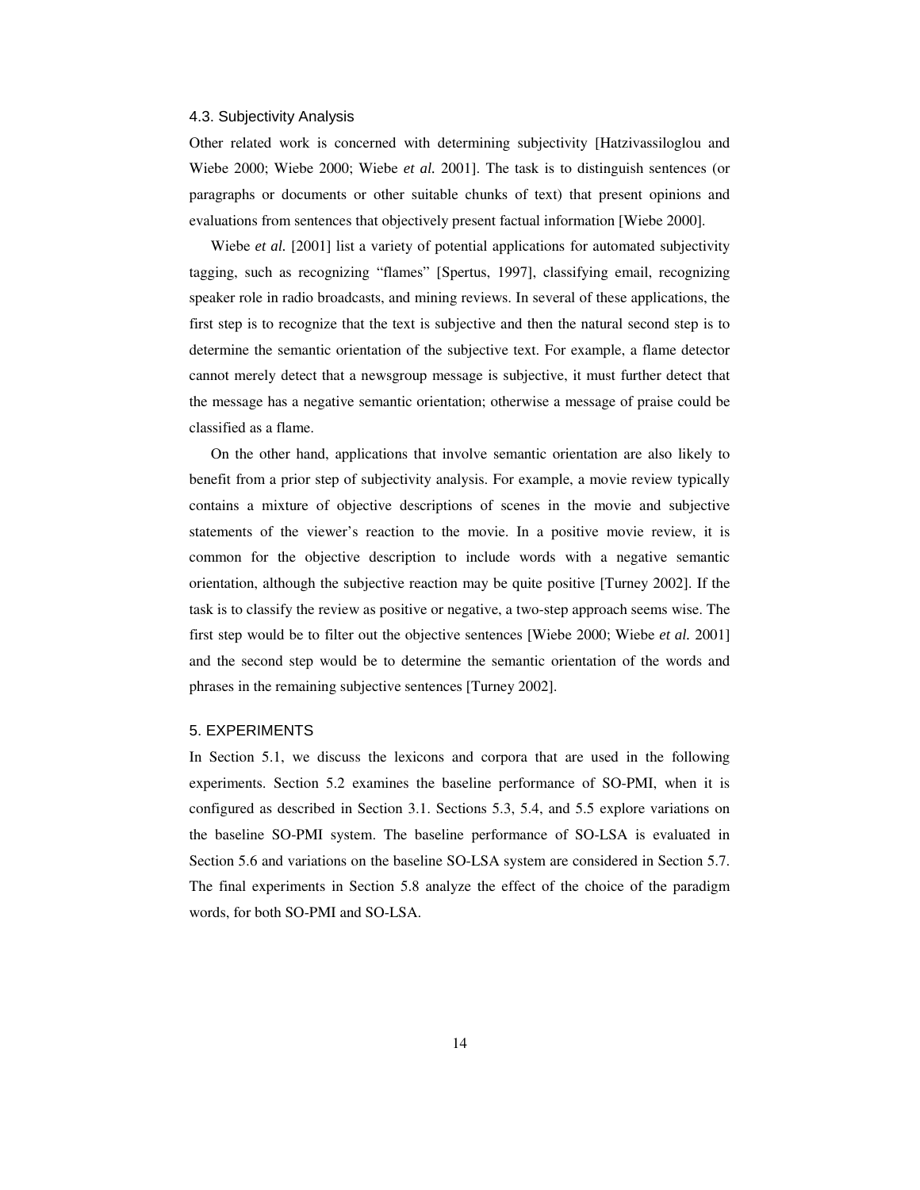### 4.3. Subjectivity Analysis

Other related work is concerned with determining subjectivity [Hatzivassiloglou and Wiebe 2000; Wiebe 2000; Wiebe *et al.* 2001]. The task is to distinguish sentences (or paragraphs or documents or other suitable chunks of text) that present opinions and evaluations from sentences that objectively present factual information [Wiebe 2000].

Wiebe *et al.* [2001] list a variety of potential applications for automated subjectivity tagging, such as recognizing "flames" [Spertus, 1997], classifying email, recognizing speaker role in radio broadcasts, and mining reviews. In several of these applications, the first step is to recognize that the text is subjective and then the natural second step is to determine the semantic orientation of the subjective text. For example, a flame detector cannot merely detect that a newsgroup message is subjective, it must further detect that the message has a negative semantic orientation; otherwise a message of praise could be classified as a flame.

On the other hand, applications that involve semantic orientation are also likely to benefit from a prior step of subjectivity analysis. For example, a movie review typically contains a mixture of objective descriptions of scenes in the movie and subjective statements of the viewer's reaction to the movie. In a positive movie review, it is common for the objective description to include words with a negative semantic orientation, although the subjective reaction may be quite positive [Turney 2002]. If the task is to classify the review as positive or negative, a two-step approach seems wise. The first step would be to filter out the objective sentences [Wiebe 2000; Wiebe *et al.* 2001] and the second step would be to determine the semantic orientation of the words and phrases in the remaining subjective sentences [Turney 2002].

## 5. EXPERIMENTS

In Section 5.1, we discuss the lexicons and corpora that are used in the following experiments. Section 5.2 examines the baseline performance of SO-PMI, when it is configured as described in Section 3.1. Sections 5.3, 5.4, and 5.5 explore variations on the baseline SO-PMI system. The baseline performance of SO-LSA is evaluated in Section 5.6 and variations on the baseline SO-LSA system are considered in Section 5.7. The final experiments in Section 5.8 analyze the effect of the choice of the paradigm words, for both SO-PMI and SO-LSA.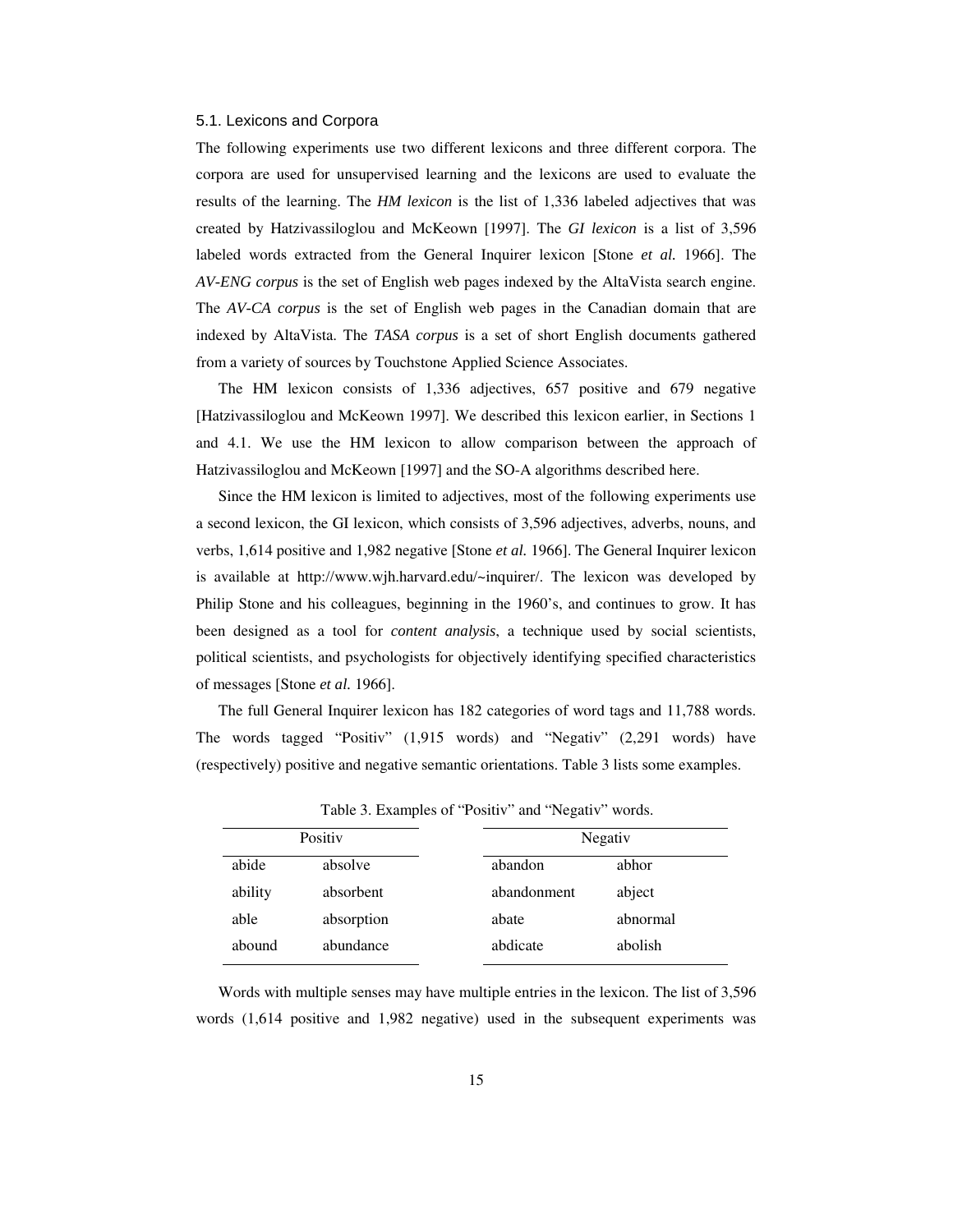### 5.1. Lexicons and Corpora

The following experiments use two different lexicons and three different corpora. The corpora are used for unsupervised learning and the lexicons are used to evaluate the results of the learning. The *HM lexicon* is the list of 1,336 labeled adjectives that was created by Hatzivassiloglou and McKeown [1997]. The *GI lexicon* is a list of 3,596 labeled words extracted from the General Inquirer lexicon [Stone *et al.* 1966]. The *AV-ENG corpus* is the set of English web pages indexed by the AltaVista search engine. The *AV-CA corpus* is the set of English web pages in the Canadian domain that are indexed by AltaVista. The *TASA corpus* is a set of short English documents gathered from a variety of sources by Touchstone Applied Science Associates.

The HM lexicon consists of 1,336 adjectives, 657 positive and 679 negative [Hatzivassiloglou and McKeown 1997]. We described this lexicon earlier, in Sections 1 and 4.1. We use the HM lexicon to allow comparison between the approach of Hatzivassiloglou and McKeown [1997] and the SO-A algorithms described here.

Since the HM lexicon is limited to adjectives, most of the following experiments use a second lexicon, the GI lexicon, which consists of 3,596 adjectives, adverbs, nouns, and verbs, 1,614 positive and 1,982 negative [Stone *et al.* 1966]. The General Inquirer lexicon is available at http://www.wjh.harvard.edu/~inquirer/. The lexicon was developed by Philip Stone and his colleagues, beginning in the 1960's, and continues to grow. It has been designed as a tool for *content analysis*, a technique used by social scientists, political scientists, and psychologists for objectively identifying specified characteristics of messages [Stone *et al.* 1966].

The full General Inquirer lexicon has 182 categories of word tags and 11,788 words. The words tagged "Positiv" (1,915 words) and "Negativ" (2,291 words) have (respectively) positive and negative semantic orientations. Table 3 lists some examples.

Table 3. Examples of "Positiv" and "Negativ" words.

| Positiv | | Negativ | |
|---|---|---|---|
| abide | absolve | abandon | abhor |
| ability | absorbent | abandonment | abject |
| able | absorption | abate | abnormal |
| abound | abundance | abdicate | abolish |

Words with multiple senses may have multiple entries in the lexicon. The list of 3,596 words (1,614 positive and 1,982 negative) used in the subsequent experiments was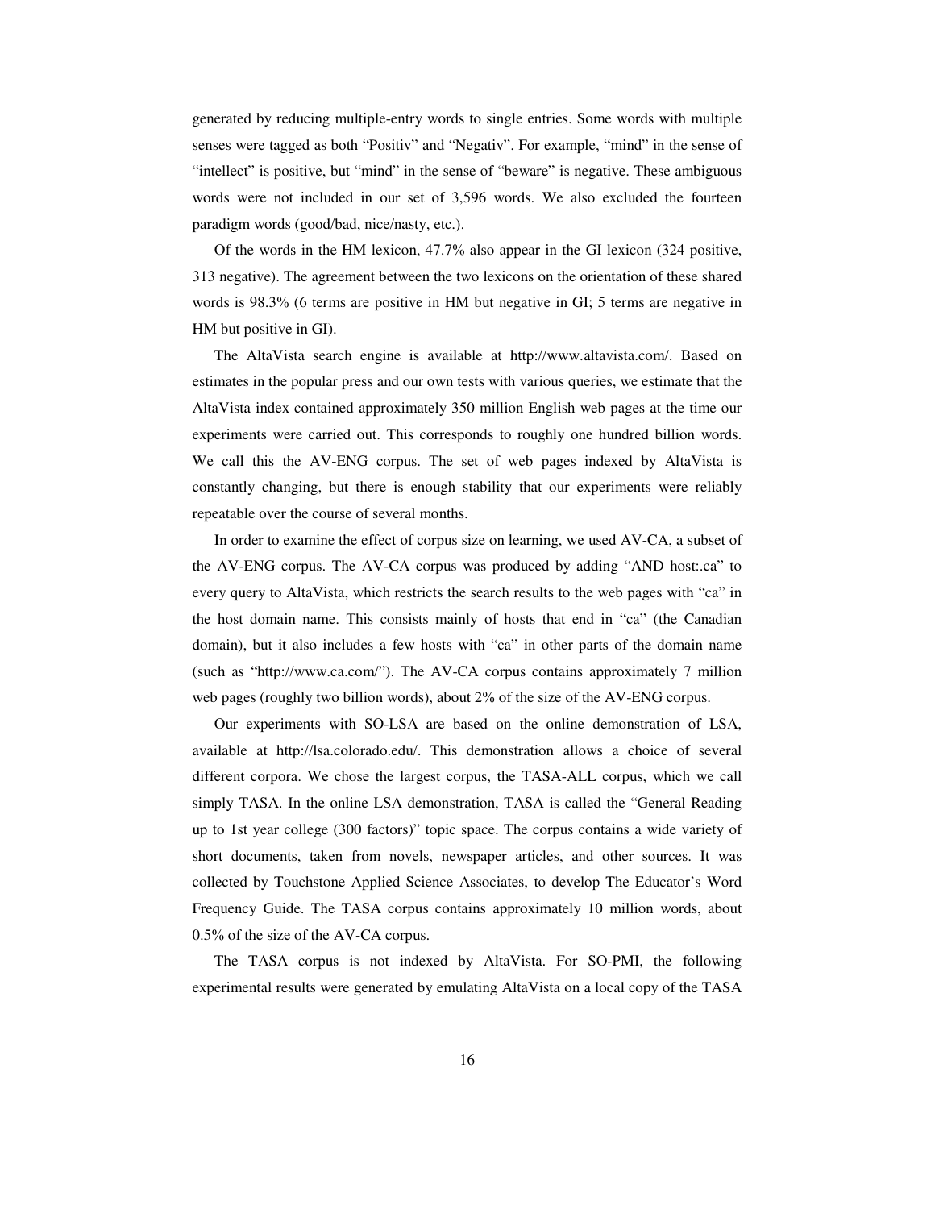generated by reducing multiple-entry words to single entries. Some words with multiple senses were tagged as both "Positiv" and "Negativ". For example, "mind" in the sense of "intellect" is positive, but "mind" in the sense of "beware" is negative. These ambiguous words were not included in our set of 3,596 words. We also excluded the fourteen paradigm words (good/bad, nice/nasty, etc.).

Of the words in the HM lexicon, 47.7% also appear in the GI lexicon (324 positive, 313 negative). The agreement between the two lexicons on the orientation of these shared words is 98.3% (6 terms are positive in HM but negative in GI; 5 terms are negative in HM but positive in GI).

The AltaVista search engine is available at http://www.altavista.com/. Based on estimates in the popular press and our own tests with various queries, we estimate that the AltaVista index contained approximately 350 million English web pages at the time our experiments were carried out. This corresponds to roughly one hundred billion words. We call this the AV-ENG corpus. The set of web pages indexed by AltaVista is constantly changing, but there is enough stability that our experiments were reliably repeatable over the course of several months.

In order to examine the effect of corpus size on learning, we used AV-CA, a subset of the AV-ENG corpus. The AV-CA corpus was produced by adding "AND host:.ca" to every query to AltaVista, which restricts the search results to the web pages with "ca" in the host domain name. This consists mainly of hosts that end in "ca" (the Canadian domain), but it also includes a few hosts with "ca" in other parts of the domain name (such as "http://www.ca.com/"). The AV-CA corpus contains approximately 7 million web pages (roughly two billion words), about 2% of the size of the AV-ENG corpus.

Our experiments with SO-LSA are based on the online demonstration of LSA, available at http://lsa.colorado.edu/. This demonstration allows a choice of several different corpora. We chose the largest corpus, the TASA-ALL corpus, which we call simply TASA. In the online LSA demonstration, TASA is called the "General Reading up to 1st year college (300 factors)" topic space. The corpus contains a wide variety of short documents, taken from novels, newspaper articles, and other sources. It was collected by Touchstone Applied Science Associates, to develop The Educator's Word Frequency Guide. The TASA corpus contains approximately 10 million words, about 0.5% of the size of the AV-CA corpus.

The TASA corpus is not indexed by AltaVista. For SO-PMI, the following experimental results were generated by emulating AltaVista on a local copy of the TASA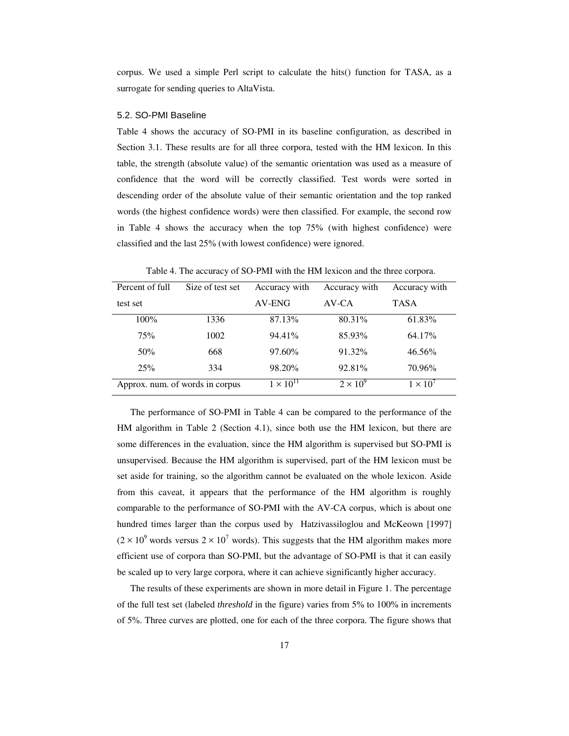corpus. We used a simple Perl script to calculate the hits() function for TASA, as a surrogate for sending queries to AltaVista.

### 5.2. SO-PMI Baseline

Table 4 shows the accuracy of SO-PMI in its baseline configuration, as described in Section 3.1. These results are for all three corpora, tested with the HM lexicon. In this table, the strength (absolute value) of the semantic orientation was used as a measure of confidence that the word will be correctly classified. Test words were sorted in descending order of the absolute value of their semantic orientation and the top ranked words (the highest confidence words) were then classified. For example, the second row in Table 4 shows the accuracy when the top 75% (with highest confidence) were classified and the last 25% (with lowest confidence) were ignored.

Table 4. The accuracy of SO-PMI with the HM lexicon and the three corpora.

| Percent of full test set | Size of test set | Accuracy with AV-ENG | Accuracy with AV-CA | Accuracy with TASA |
|---|---|---|---|---|
| 100% | 1336 | 87.13% | 80.31% | 61.83% |
| 75% | 1002 | 94.41% | 85.93% | 64.17% |
| 50% | 668 | 97.60% | 91.32% | 46.56% |
| 25% | 334 | 98.20% | 92.81% | 70.96% |
| Approx. num. of words in corpus | | $1 \times 10^{11}$ | $2 \times 10^{9}$ | $1 \times 10^{7}$ |

The performance of SO-PMI in Table 4 can be compared to the performance of the HM algorithm in Table 2 (Section 4.1), since both use the HM lexicon, but there are some differences in the evaluation, since the HM algorithm is supervised but SO-PMI is unsupervised. Because the HM algorithm is supervised, part of the HM lexicon must be set aside for training, so the algorithm cannot be evaluated on the whole lexicon. Aside from this caveat, it appears that the performance of the HM algorithm is roughly comparable to the performance of SO-PMI with the AV-CA corpus, which is about one hundred times larger than the corpus used by Hatzivassiloglou and McKeown [1997] ($2 \times 10^9$ words versus $2 \times 10^7$ words). This suggests that the HM algorithm makes more efficient use of corpora than SO-PMI, but the advantage of SO-PMI is that it can easily be scaled up to very large corpora, where it can achieve significantly higher accuracy.

The results of these experiments are shown in more detail in Figure 1. The percentage of the full test set (labeled *threshold* in the figure) varies from 5% to 100% in increments of 5%. Three curves are plotted, one for each of the three corpora. The figure shows that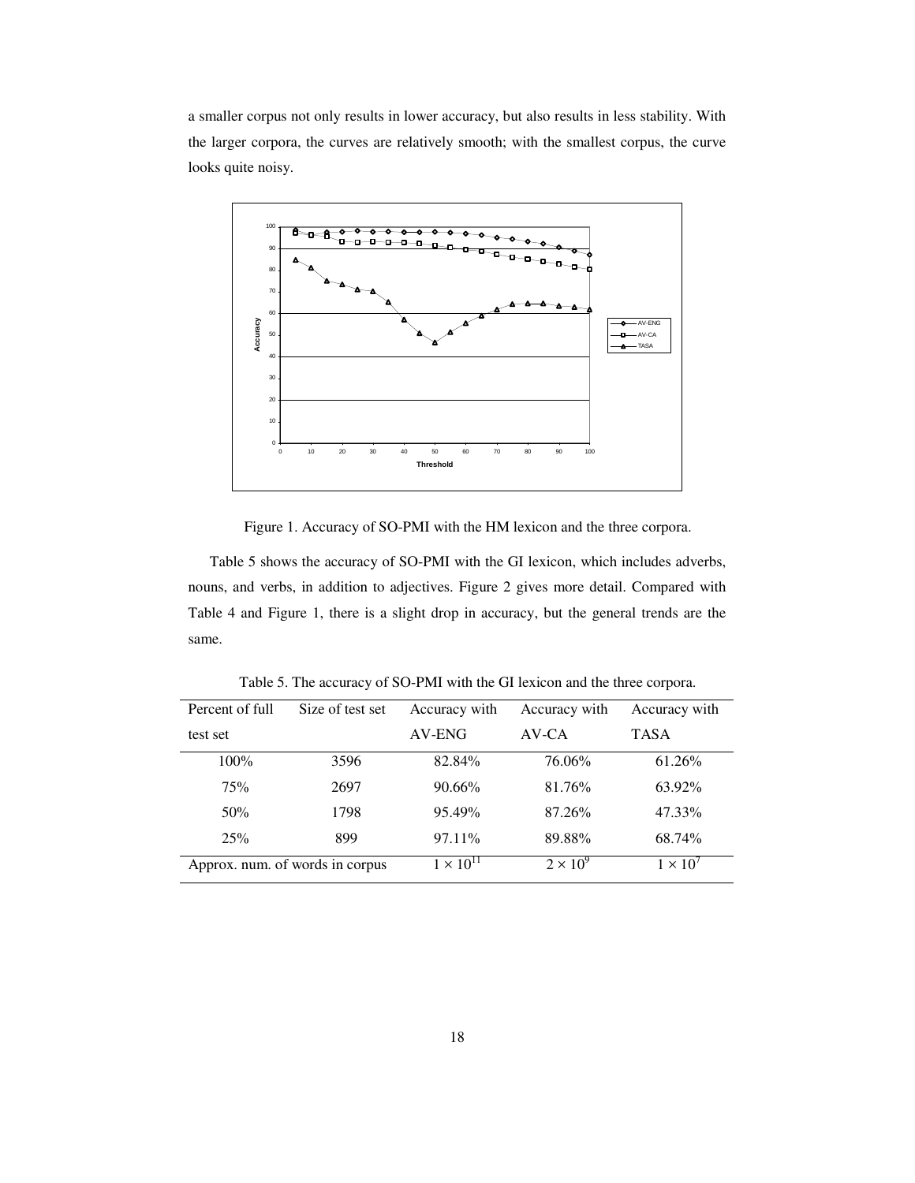a smaller corpus not only results in lower accuracy, but also results in less stability. With the larger corpora, the curves are relatively smooth; with the smallest corpus, the curve looks quite noisy.

Figure 1. Accuracy of SO-PMI with the HM lexicon and the three corpora.

Table 5 shows the accuracy of SO-PMI with the GI lexicon, which includes adverbs, nouns, and verbs, in addition to adjectives. Figure 2 gives more detail. Compared with Table 4 and Figure 1, there is a slight drop in accuracy, but the general trends are the same.

Table 5. The accuracy of SO-PMI with the GI lexicon and the three corpora.

| Percent of full test set | Size of test set | Accuracy with AV-ENG | Accuracy with AV-CA | Accuracy with TASA |
|---|---|---|---|---|
| 100% | 3596 | 82.84% | 76.06% | 61.26% |
| 75% | 2697 | 90.66% | 81.76% | 63.92% |
| 50% | 1798 | 95.49% | 87.26% | 47.33% |
| 25% | 899 | 97.11% | 89.88% | 68.74% |
| Approx. num. of words in corpus | | $1 \times 10^{11}$ | $2 \times 10^{9}$ | $1 \times 10^{7}$ |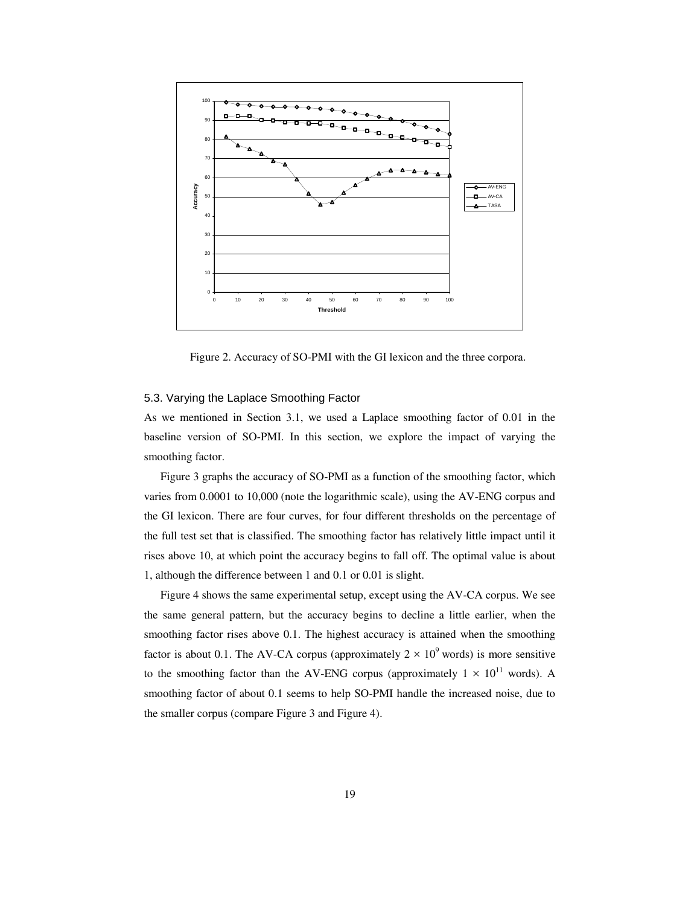Figure 2. Accuracy of SO-PMI with the GI lexicon and the three corpora.

### 5.3. Varying the Laplace Smoothing Factor

As we mentioned in Section 3.1, we used a Laplace smoothing factor of 0.01 in the baseline version of SO-PMI. In this section, we explore the impact of varying the smoothing factor.

Figure 3 graphs the accuracy of SO-PMI as a function of the smoothing factor, which varies from 0.0001 to 10,000 (note the logarithmic scale), using the AV-ENG corpus and the GI lexicon. There are four curves, for four different thresholds on the percentage of the full test set that is classified. The smoothing factor has relatively little impact until it rises above 10, at which point the accuracy begins to fall off. The optimal value is about 1, although the difference between 1 and 0.1 or 0.01 is slight.

Figure 4 shows the same experimental setup, except using the AV-CA corpus. We see the same general pattern, but the accuracy begins to decline a little earlier, when the smoothing factor rises above 0.1. The highest accuracy is attained when the smoothing factor is about 0.1. The AV-CA corpus (approximately $2 \times 10^9$ words) is more sensitive to the smoothing factor than the AV-ENG corpus (approximately $1 \times 10^{11}$ words). A smoothing factor of about 0.1 seems to help SO-PMI handle the increased noise, due to the smaller corpus (compare Figure 3 and Figure 4).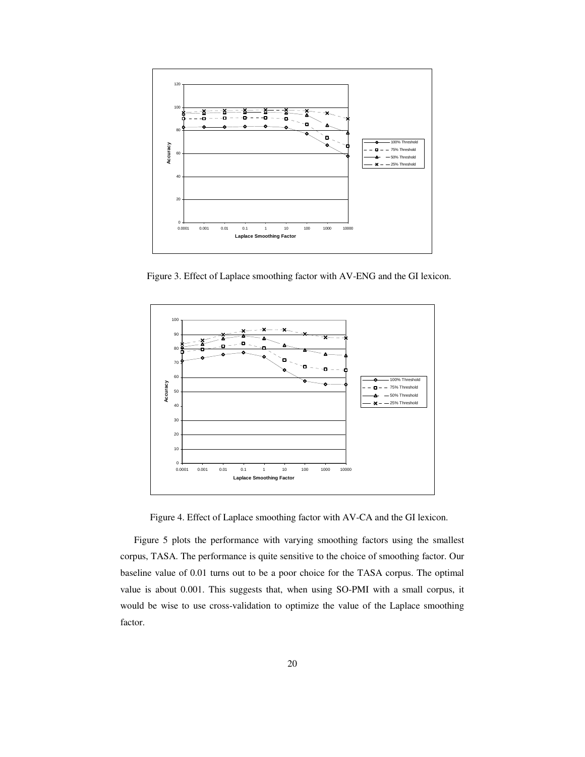Figure 3. Effect of Laplace smoothing factor with AV-ENG and the GI lexicon.

Figure 4. Effect of Laplace smoothing factor with AV-CA and the GI lexicon.

Figure 5 plots the performance with varying smoothing factors using the smallest corpus, TASA. The performance is quite sensitive to the choice of smoothing factor. Our baseline value of 0.01 turns out to be a poor choice for the TASA corpus. The optimal value is about 0.001. This suggests that, when using SO-PMI with a small corpus, it would be wise to use cross-validation to optimize the value of the Laplace smoothing factor.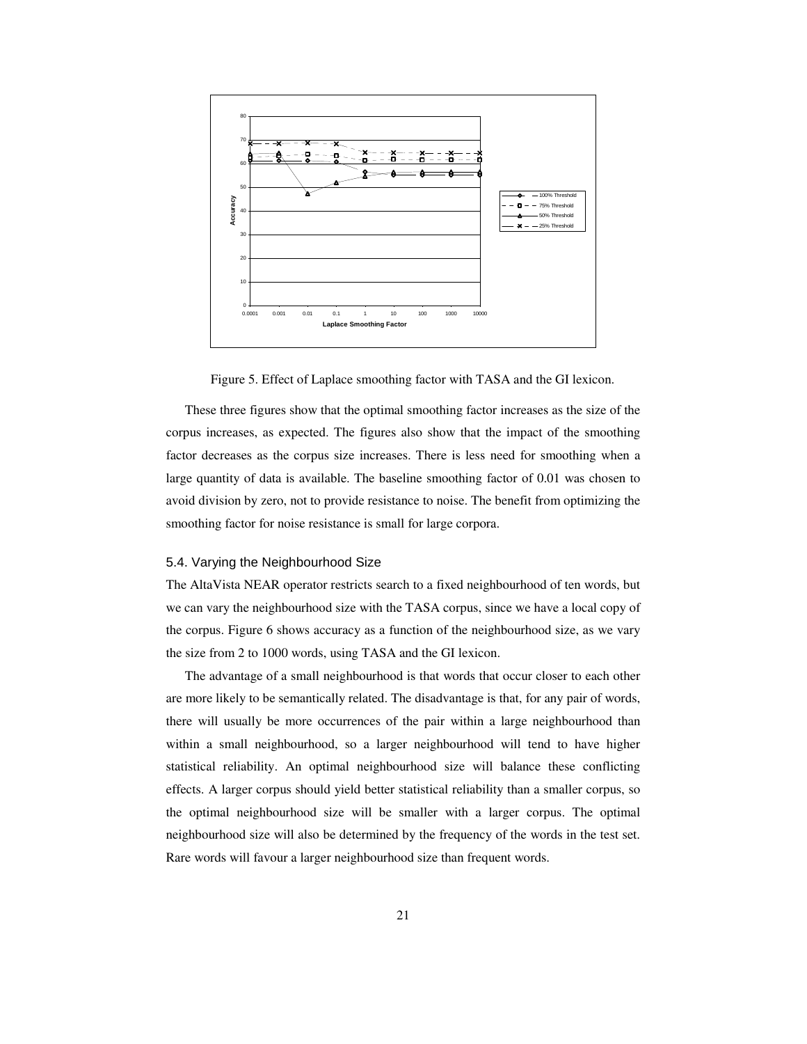Figure 5. Effect of Laplace smoothing factor with TASA and the GI lexicon.

These three figures show that the optimal smoothing factor increases as the size of the corpus increases, as expected. The figures also show that the impact of the smoothing factor decreases as the corpus size increases. There is less need for smoothing when a large quantity of data is available. The baseline smoothing factor of 0.01 was chosen to avoid division by zero, not to provide resistance to noise. The benefit from optimizing the smoothing factor for noise resistance is small for large corpora.

### 5.4. Varying the Neighbourhood Size

The AltaVista NEAR operator restricts search to a fixed neighbourhood of ten words, but we can vary the neighbourhood size with the TASA corpus, since we have a local copy of the corpus. Figure 6 shows accuracy as a function of the neighbourhood size, as we vary the size from 2 to 1000 words, using TASA and the GI lexicon.

The advantage of a small neighbourhood is that words that occur closer to each other are more likely to be semantically related. The disadvantage is that, for any pair of words, there will usually be more occurrences of the pair within a large neighbourhood than within a small neighbourhood, so a larger neighbourhood will tend to have higher statistical reliability. An optimal neighbourhood size will balance these conflicting effects. A larger corpus should yield better statistical reliability than a smaller corpus, so the optimal neighbourhood size will be smaller with a larger corpus. The optimal neighbourhood size will also be determined by the frequency of the words in the test set. Rare words will favour a larger neighbourhood size than frequent words.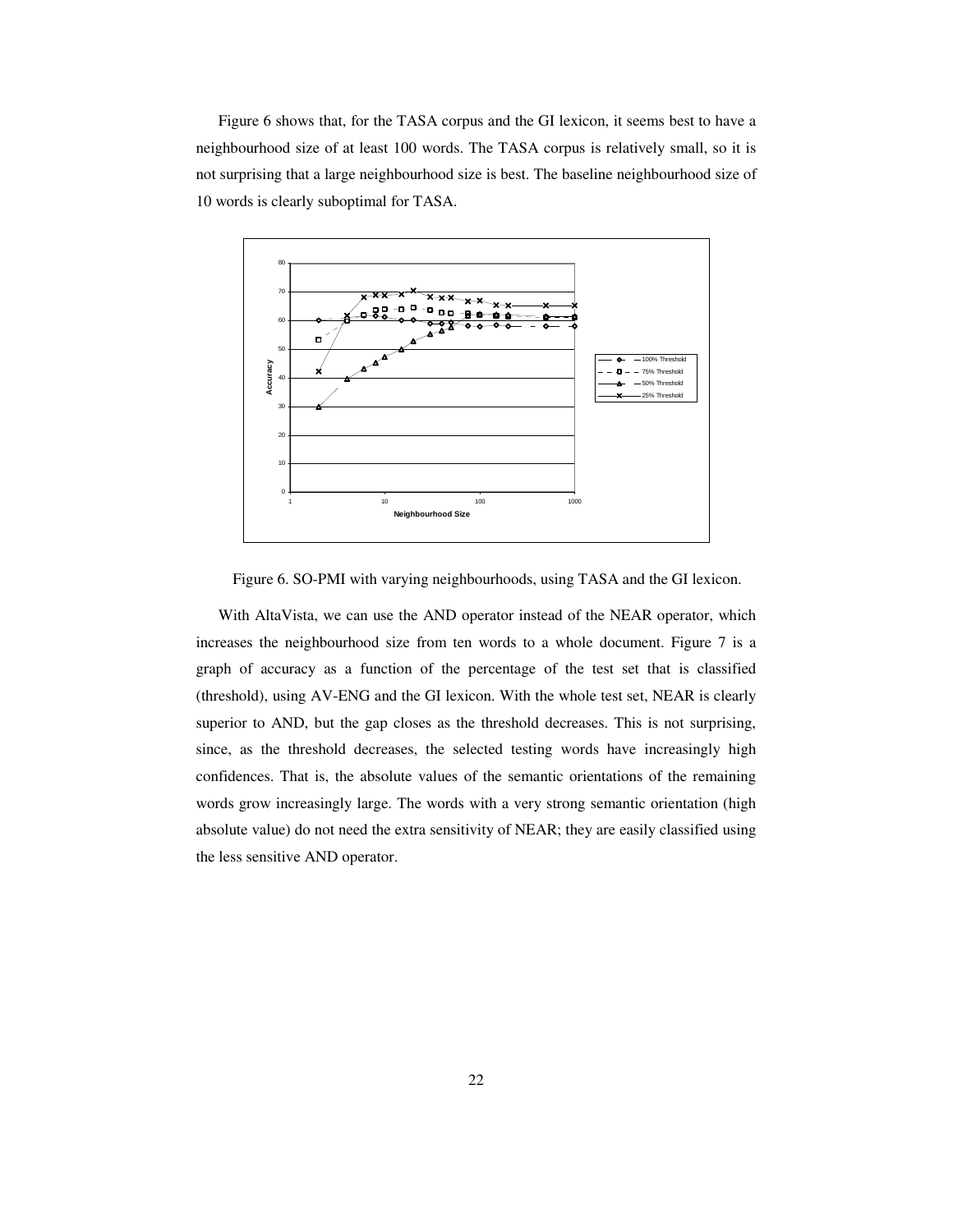Figure 6 shows that, for the TASA corpus and the GI lexicon, it seems best to have a neighbourhood size of at least 100 words. The TASA corpus is relatively small, so it is not surprising that a large neighbourhood size is best. The baseline neighbourhood size of 10 words is clearly suboptimal for TASA.

Figure 6. SO-PMI with varying neighbourhoods, using TASA and the GI lexicon.

With AltaVista, we can use the AND operator instead of the NEAR operator, which increases the neighbourhood size from ten words to a whole document. Figure 7 is a graph of accuracy as a function of the percentage of the test set that is classified (threshold), using AV-ENG and the GI lexicon. With the whole test set, NEAR is clearly superior to AND, but the gap closes as the threshold decreases. This is not surprising, since, as the threshold decreases, the selected testing words have increasingly high confidences. That is, the absolute values of the semantic orientations of the remaining words grow increasingly large. The words with a very strong semantic orientation (high absolute value) do not need the extra sensitivity of NEAR; they are easily classified using the less sensitive AND operator.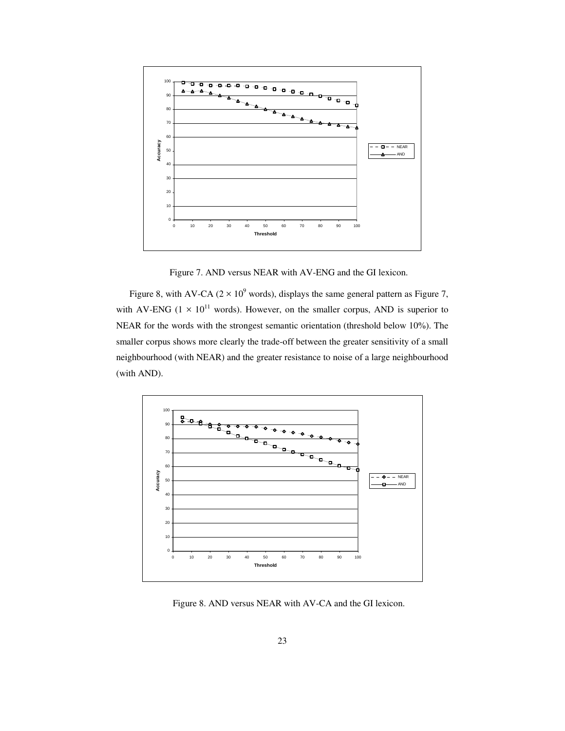Figure 7. AND versus NEAR with AV-ENG and the GI lexicon.

Figure 8, with AV-CA ($2 \times 10^9$ words), displays the same general pattern as Figure 7, with AV-ENG ($1 \times 10^{11}$ words). However, on the smaller corpus, AND is superior to NEAR for the words with the strongest semantic orientation (threshold below 10%). The smaller corpus shows more clearly the trade-off between the greater sensitivity of a small neighbourhood (with NEAR) and the greater resistance to noise of a large neighbourhood (with AND).

Figure 8. AND versus NEAR with AV-CA and the GI lexicon.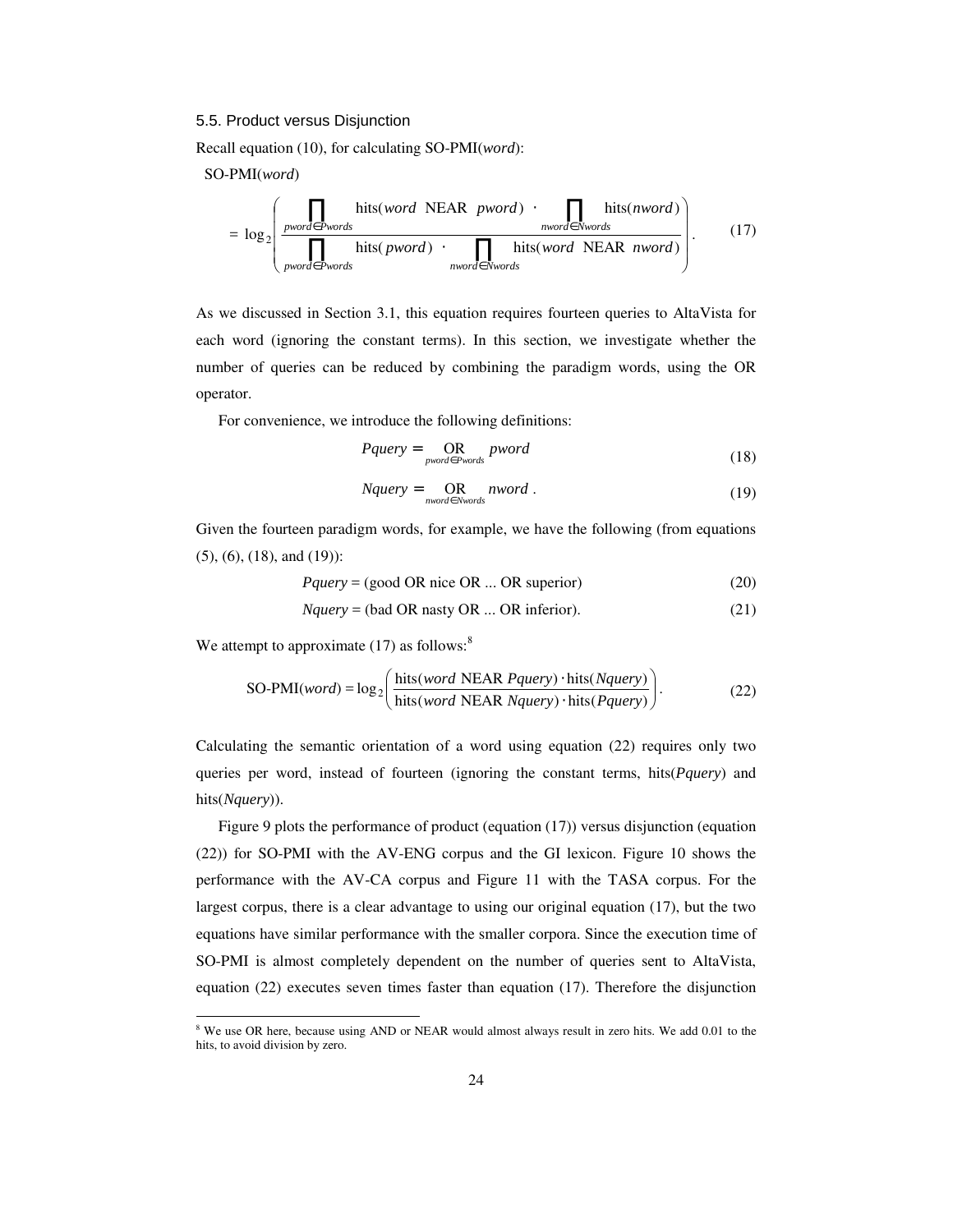### 5.5. Product versus Disjunction

Recall equation (10), for calculating SO-PMI(*word*):

SO-PMI(*word*)

$$= \log_2 \left( \frac{\prod_{pword \in Pwords} \text{hits}(word \text{ NEAR } pword) \cdot \prod_{nword \in Nwords} \text{hits}(nword)}{\prod_{pword \in Pwords} \text{hits}(pword) \cdot \prod_{nword \in Nwords} \text{hits}(word \text{ NEAR } nword)} \right). \tag{17}$$

As we discussed in Section 3.1, this equation requires fourteen queries to AltaVista for each word (ignoring the constant terms). In this section, we investigate whether the number of queries can be reduced by combining the paradigm words, using the OR operator.

For convenience, we introduce the following definitions:

$$Pquery = \underset{pword \in Pwords}{\text{OR}} pword \tag{18}$$

$$Nquery = \underset{nword \in Nwords}{\text{OR}} nword. \tag{19}$$

Given the fourteen paradigm words, for example, we have the following (from equations (5), (6), (18), and (19)):

$$Pquery = (\text{good OR nice OR ... OR superior}) \tag{20}$$

$$Nquery = (\text{bad OR nasty OR ... OR inferior}). \tag{21}$$

We attempt to approximate (17) as follows:[8]

$$\text{SO-PMI}(word) = \log_2 \left( \frac{\text{hits}(word \text{ NEAR } Pquery) \cdot \text{hits}(Nquery)}{\text{hits}(word \text{ NEAR } Nquery) \cdot \text{hits}(Pquery)} \right). \tag{22}$$

Calculating the semantic orientation of a word using equation (22) requires only two queries per word, instead of fourteen (ignoring the constant terms, hits(*Pquery*) and hits(*Nquery*)).

Figure 9 plots the performance of product (equation (17)) versus disjunction (equation (22)) for SO-PMI with the AV-ENG corpus and the GI lexicon. Figure 10 shows the performance with the AV-CA corpus and Figure 11 with the TASA corpus. For the largest corpus, there is a clear advantage to using our original equation (17), but the two equations have similar performance with the smaller corpora. Since the execution time of SO-PMI is almost completely dependent on the number of queries sent to AltaVista, equation (22) executes seven times faster than equation (17). Therefore the disjunction

[8] We use OR here, because using AND or NEAR would almost always result in zero hits. We add 0.01 to the hits, to avoid division by zero.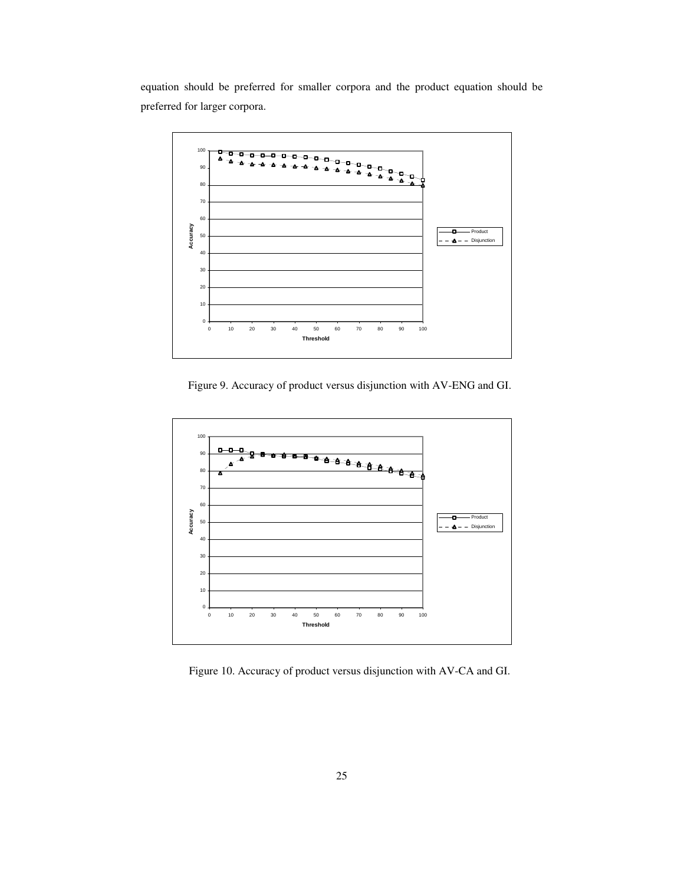equation should be preferred for smaller corpora and the product equation should be preferred for larger corpora.

Figure 9. Accuracy of product versus disjunction with AV-ENG and GI.

Figure 10. Accuracy of product versus disjunction with AV-CA and GI.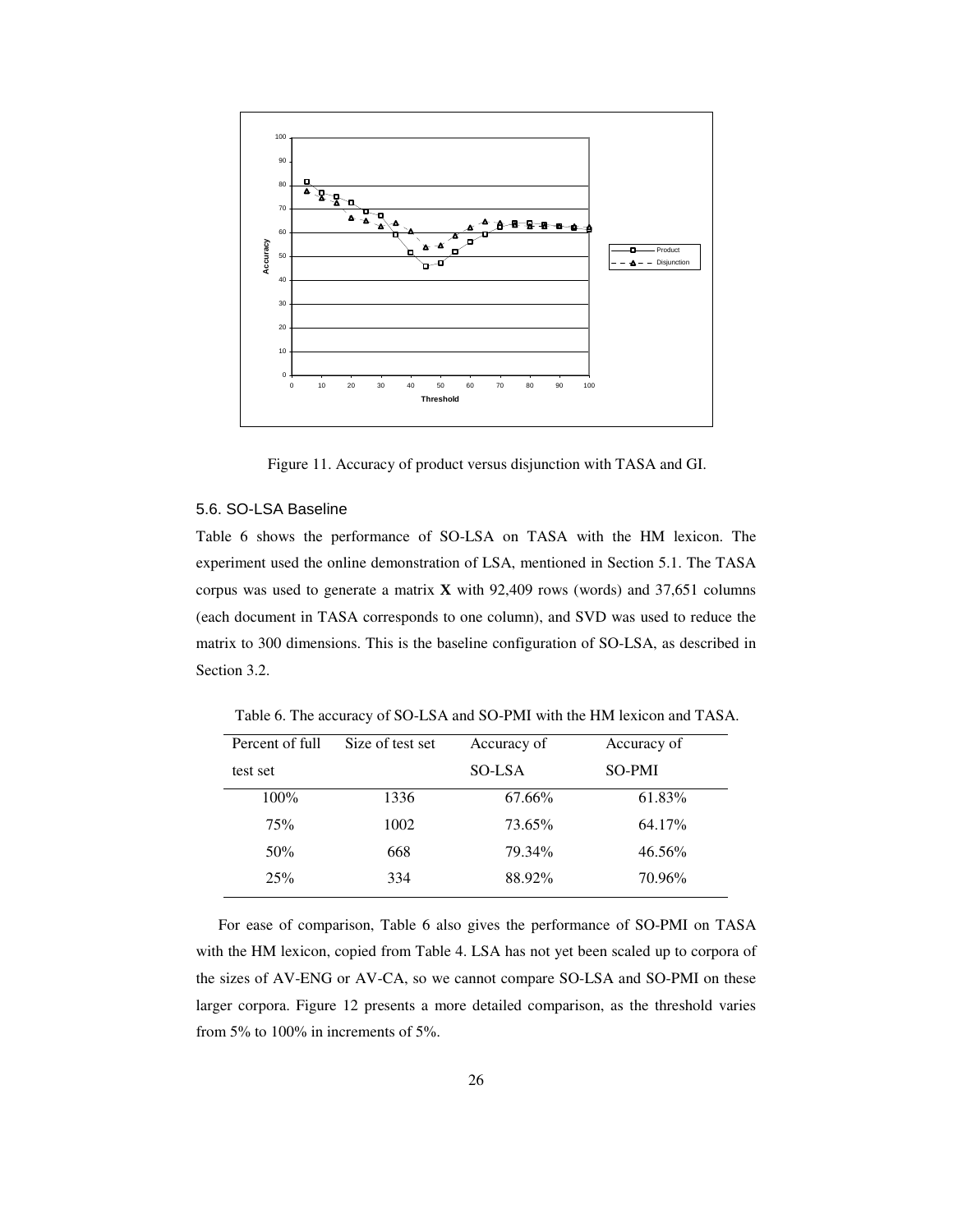Figure 11. Accuracy of product versus disjunction with TASA and GI.

### 5.6. SO-LSA Baseline

Table 6 shows the performance of SO-LSA on TASA with the HM lexicon. The experiment used the online demonstration of LSA, mentioned in Section 5.1. The TASA corpus was used to generate a matrix **X** with 92,409 rows (words) and 37,651 columns (each document in TASA corresponds to one column), and SVD was used to reduce the matrix to 300 dimensions. This is the baseline configuration of SO-LSA, as described in Section 3.2.

Table 6. The accuracy of SO-LSA and SO-PMI with the HM lexicon and TASA.

| Percent of full test set | Size of test set | Accuracy of SO-LSA | Accuracy of SO-PMI |
|---|---|---|---|
| 100% | 1336 | 67.66% | 61.83% |
| 75% | 1002 | 73.65% | 64.17% |
| 50% | 668 | 79.34% | 46.56% |
| 25% | 334 | 88.92% | 70.96% |

For ease of comparison, Table 6 also gives the performance of SO-PMI on TASA with the HM lexicon, copied from Table 4. LSA has not yet been scaled up to corpora of the sizes of AV-ENG or AV-CA, so we cannot compare SO-LSA and SO-PMI on these larger corpora. Figure 12 presents a more detailed comparison, as the threshold varies from 5% to 100% in increments of 5%.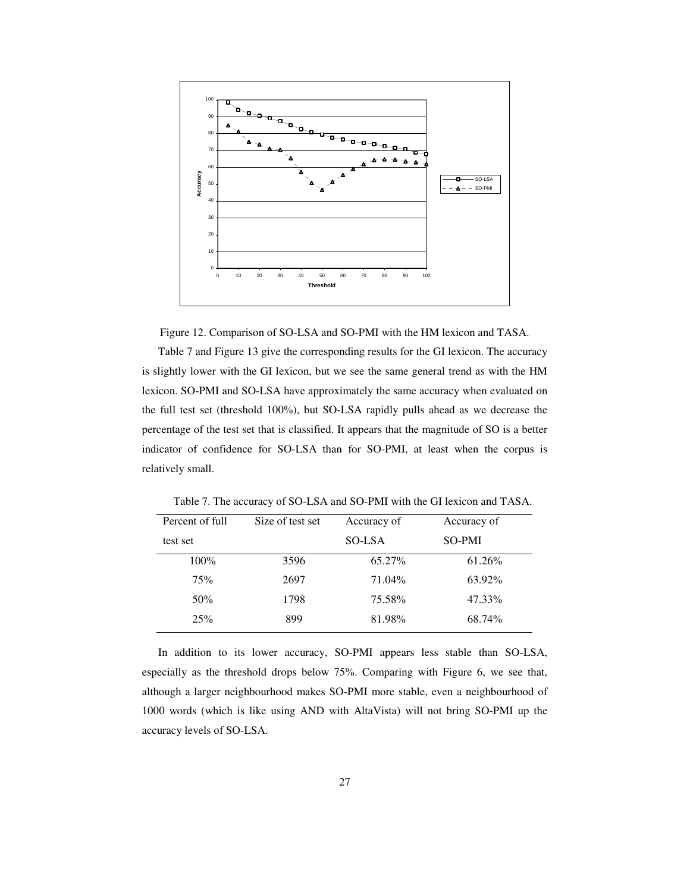Figure 12. Comparison of SO-LSA and SO-PMI with the HM lexicon and TASA.

Table 7 and Figure 13 give the corresponding results for the GI lexicon. The accuracy is slightly lower with the GI lexicon, but we see the same general trend as with the HM lexicon. SO-PMI and SO-LSA have approximately the same accuracy when evaluated on the full test set (threshold 100%), but SO-LSA rapidly pulls ahead as we decrease the percentage of the test set that is classified. It appears that the magnitude of SO is a better indicator of confidence for SO-LSA than for SO-PMI, at least when the corpus is relatively small.

Table 7. The accuracy of SO-LSA and SO-PMI with the GI lexicon and TASA.

| Percent of full test set | Size of test set | Accuracy of SO-LSA | Accuracy of SO-PMI |
|---|---|---|---|
| 100% | 3596 | 65.27% | 61.26% |
| 75% | 2697 | 71.04% | 63.92% |
| 50% | 1798 | 75.58% | 47.33% |
| 25% | 899 | 81.98% | 68.74% |

In addition to its lower accuracy, SO-PMI appears less stable than SO-LSA, especially as the threshold drops below 75%. Comparing with Figure 6, we see that, although a larger neighbourhood makes SO-PMI more stable, even a neighbourhood of 1000 words (which is like using AND with AltaVista) will not bring SO-PMI up the accuracy levels of SO-LSA.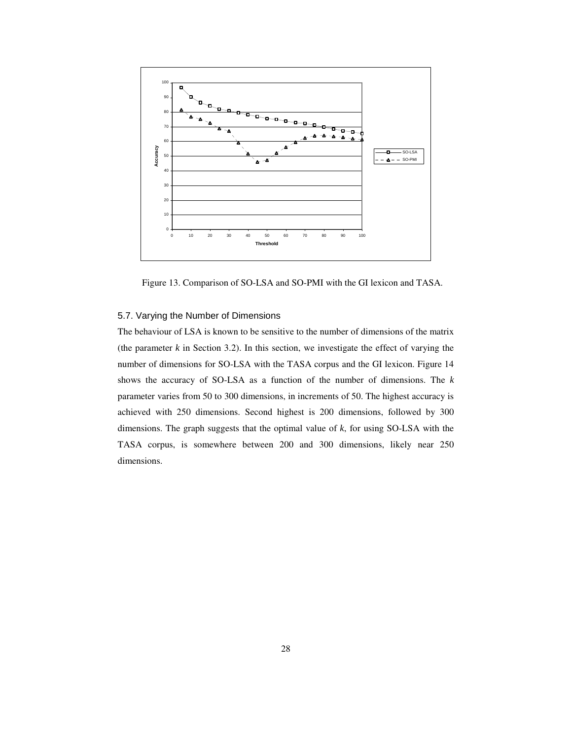Figure 13. Comparison of SO-LSA and SO-PMI with the GI lexicon and TASA.

### 5.7. Varying the Number of Dimensions

The behaviour of LSA is known to be sensitive to the number of dimensions of the matrix (the parameter *k* in Section 3.2). In this section, we investigate the effect of varying the number of dimensions for SO-LSA with the TASA corpus and the GI lexicon. Figure 14 shows the accuracy of SO-LSA as a function of the number of dimensions. The *k* parameter varies from 50 to 300 dimensions, in increments of 50. The highest accuracy is achieved with 250 dimensions. Second highest is 200 dimensions, followed by 300 dimensions. The graph suggests that the optimal value of *k*, for using SO-LSA with the TASA corpus, is somewhere between 200 and 300 dimensions, likely near 250 dimensions.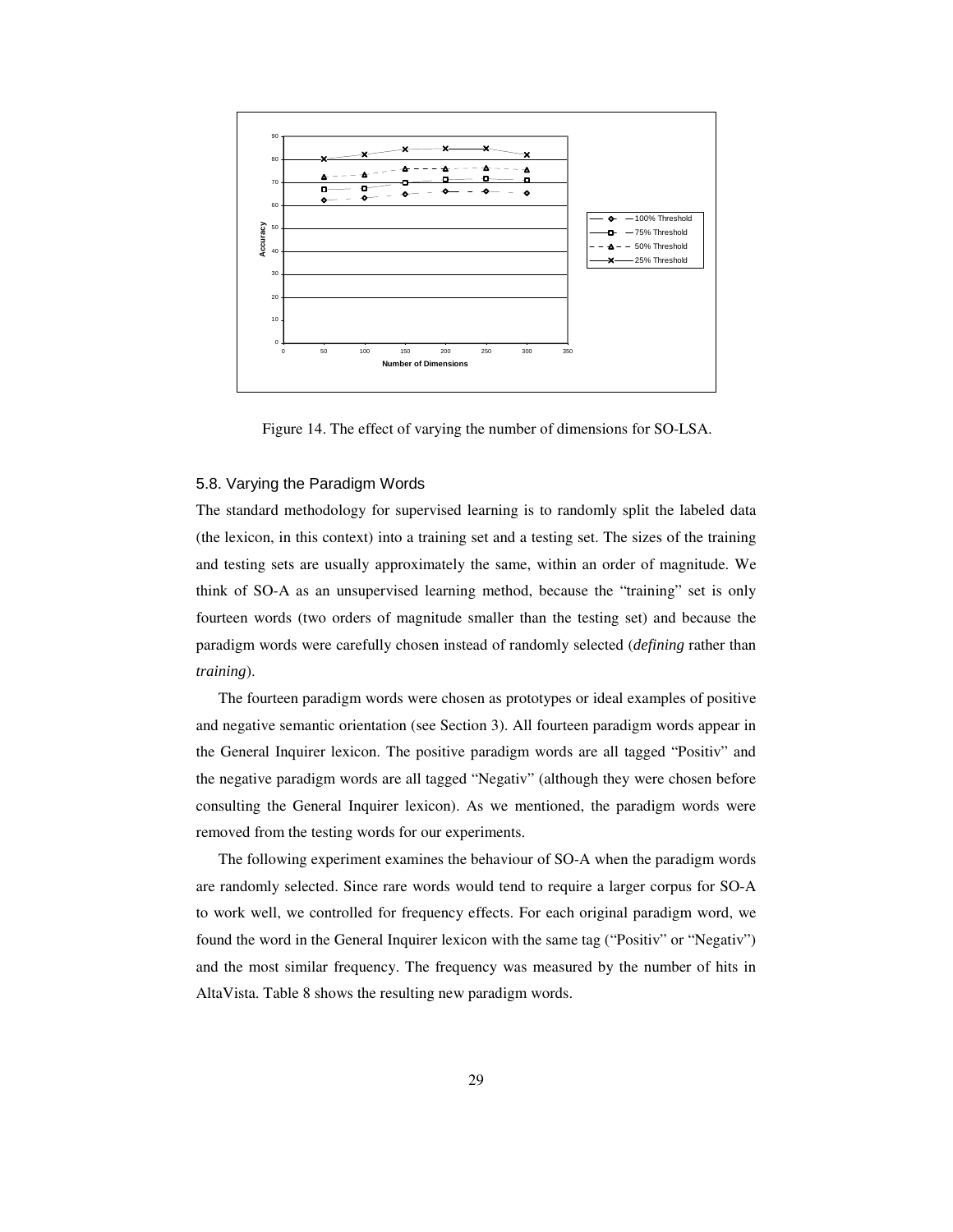Figure 14. The effect of varying the number of dimensions for SO-LSA.

### 5.8. Varying the Paradigm Words

The standard methodology for supervised learning is to randomly split the labeled data (the lexicon, in this context) into a training set and a testing set. The sizes of the training and testing sets are usually approximately the same, within an order of magnitude. We think of SO-A as an unsupervised learning method, because the "training" set is only fourteen words (two orders of magnitude smaller than the testing set) and because the paradigm words were carefully chosen instead of randomly selected (*defining* rather than *training*).

The fourteen paradigm words were chosen as prototypes or ideal examples of positive and negative semantic orientation (see Section 3). All fourteen paradigm words appear in the General Inquirer lexicon. The positive paradigm words are all tagged "Positiv" and the negative paradigm words are all tagged "Negativ" (although they were chosen before consulting the General Inquirer lexicon). As we mentioned, the paradigm words were removed from the testing words for our experiments.

The following experiment examines the behaviour of SO-A when the paradigm words are randomly selected. Since rare words would tend to require a larger corpus for SO-A to work well, we controlled for frequency effects. For each original paradigm word, we found the word in the General Inquirer lexicon with the same tag ("Positiv" or "Negativ") and the most similar frequency. The frequency was measured by the number of hits in AltaVista. Table 8 shows the resulting new paradigm words.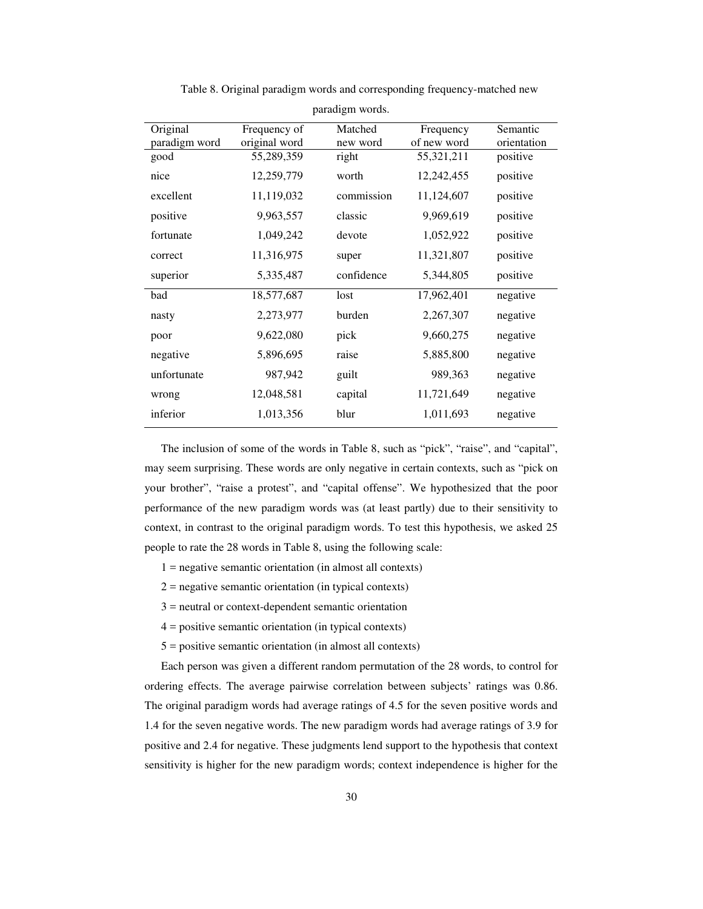Table 8. Original paradigm words and corresponding frequency-matched new paradigm words.

| Original paradigm word | Frequency of original word | Matched new word | Frequency of new word | Semantic orientation |
|---|---|---|---|---|
| good | 55,289,359 | right | 55,321,211 | positive |
| nice | 12,259,779 | worth | 12,242,455 | positive |
| excellent | 11,119,032 | commission | 11,124,607 | positive |
| positive | 9,963,557 | classic | 9,969,619 | positive |
| fortunate | 1,049,242 | devote | 1,052,922 | positive |
| correct | 11,316,975 | super | 11,321,807 | positive |
| superior | 5,335,487 | confidence | 5,344,805 | positive |
| bad | 18,577,687 | lost | 17,962,401 | negative |
| nasty | 2,273,977 | burden | 2,267,307 | negative |
| poor | 9,622,080 | pick | 9,660,275 | negative |
| negative | 5,896,695 | raise | 5,885,800 | negative |
| unfortunate | 987,942 | guilt | 989,363 | negative |
| wrong | 12,048,581 | capital | 11,721,649 | negative |
| inferior | 1,013,356 | blur | 1,011,693 | negative |

The inclusion of some of the words in Table 8, such as "pick", "raise", and "capital", may seem surprising. These words are only negative in certain contexts, such as "pick on your brother", "raise a protest", and "capital offense". We hypothesized that the poor performance of the new paradigm words was (at least partly) due to their sensitivity to context, in contrast to the original paradigm words. To test this hypothesis, we asked 25 people to rate the 28 words in Table 8, using the following scale:

1 = negative semantic orientation (in almost all contexts)

2 = negative semantic orientation (in typical contexts)

3 = neutral or context-dependent semantic orientation

4 = positive semantic orientation (in typical contexts)

5 = positive semantic orientation (in almost all contexts)

Each person was given a different random permutation of the 28 words, to control for ordering effects. The average pairwise correlation between subjects' ratings was 0.86. The original paradigm words had average ratings of 4.5 for the seven positive words and 1.4 for the seven negative words. The new paradigm words had average ratings of 3.9 for positive and 2.4 for negative. These judgments lend support to the hypothesis that context sensitivity is higher for the new paradigm words; context independence is higher for the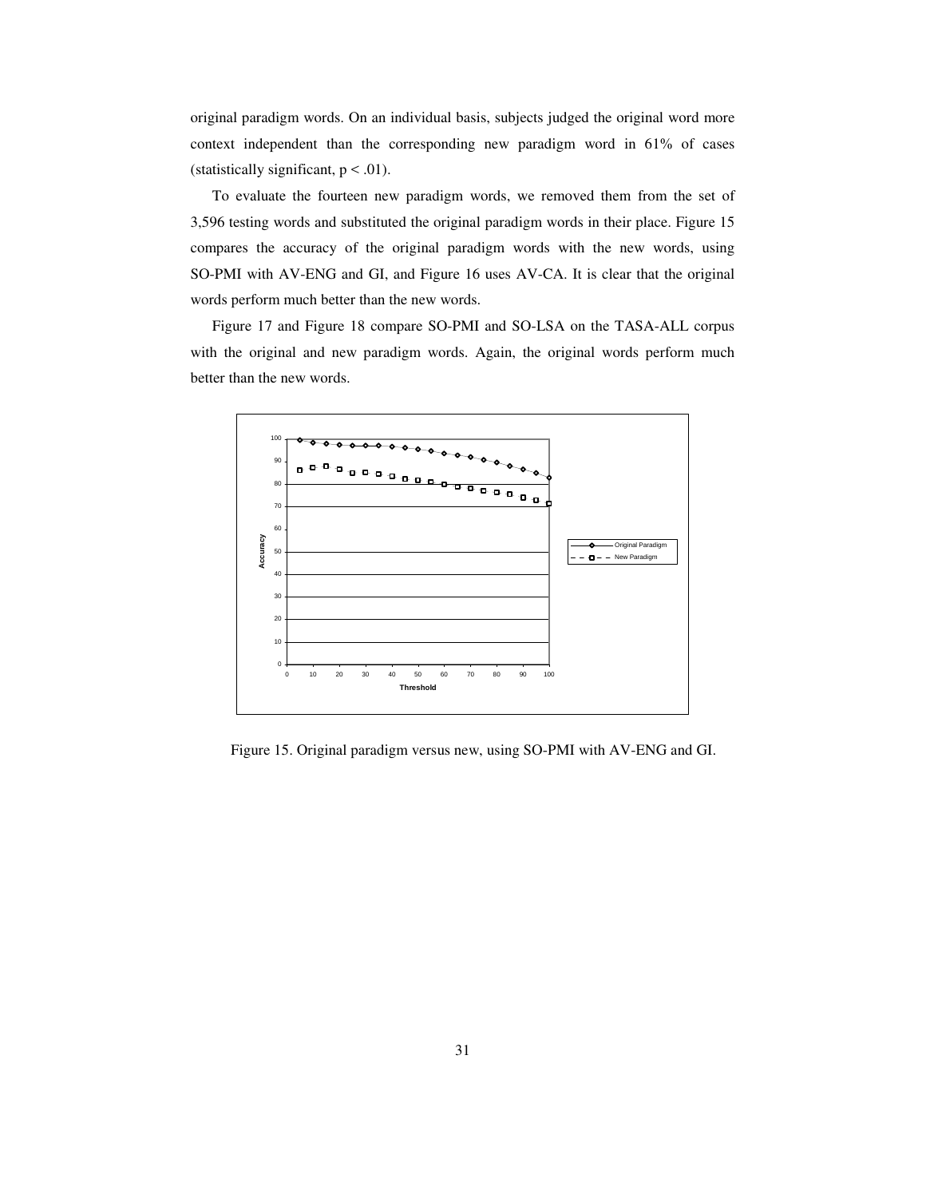original paradigm words. On an individual basis, subjects judged the original word more context independent than the corresponding new paradigm word in 61% of cases (statistically significant, $p < .01$).

To evaluate the fourteen new paradigm words, we removed them from the set of 3,596 testing words and substituted the original paradigm words in their place. Figure 15 compares the accuracy of the original paradigm words with the new words, using SO-PMI with AV-ENG and GI, and Figure 16 uses AV-CA. It is clear that the original words perform much better than the new words.

Figure 17 and Figure 18 compare SO-PMI and SO-LSA on the TASA-ALL corpus with the original and new paradigm words. Again, the original words perform much better than the new words.

Figure 15. Original paradigm versus new, using SO-PMI with AV-ENG and GI.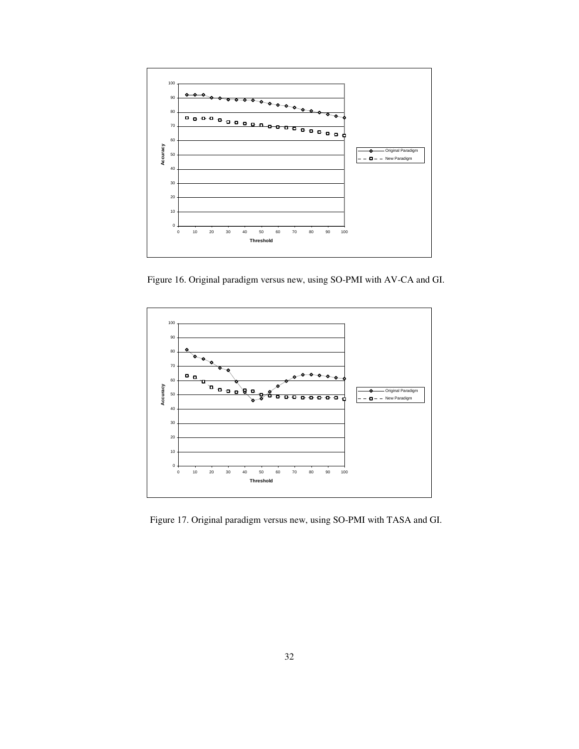Figure 16. Original paradigm versus new, using SO-PMI with AV-CA and GI.

Figure 17. Original paradigm versus new, using SO-PMI with TASA and GI.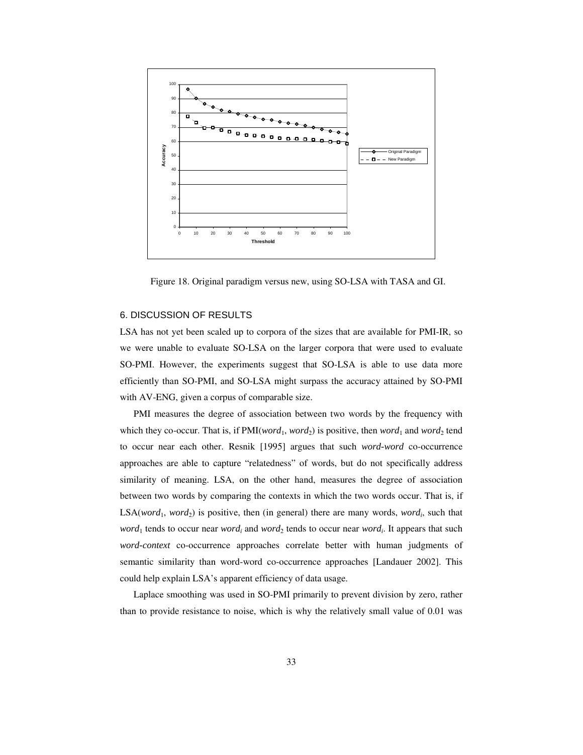Figure 18. Original paradigm versus new, using SO-LSA with TASA and GI.

## 6. DISCUSSION OF RESULTS

LSA has not yet been scaled up to corpora of the sizes that are available for PMI-IR, so we were unable to evaluate SO-LSA on the larger corpora that were used to evaluate SO-PMI. However, the experiments suggest that SO-LSA is able to use data more efficiently than SO-PMI, and SO-LSA might surpass the accuracy attained by SO-PMI with AV-ENG, given a corpus of comparable size.

PMI measures the degree of association between two words by the frequency with which they co-occur. That is, if PMI($word_1$, $word_2$) is positive, then $word_1$ and $word_2$ tend to occur near each other. Resnik [1995] argues that such *word-word* co-occurrence approaches are able to capture "relatedness" of words, but do not specifically address similarity of meaning. LSA, on the other hand, measures the degree of association between two words by comparing the contexts in which the two words occur. That is, if LSA($word_1$, $word_2$) is positive, then (in general) there are many words, $word_i$, such that $word_1$ tends to occur near $word_i$ and $word_2$ tends to occur near $word_i$. It appears that such *word-context* co-occurrence approaches correlate better with human judgments of semantic similarity than word-word co-occurrence approaches [Landauer 2002]. This could help explain LSA's apparent efficiency of data usage.

Laplace smoothing was used in SO-PMI primarily to prevent division by zero, rather than to provide resistance to noise, which is why the relatively small value of 0.01 was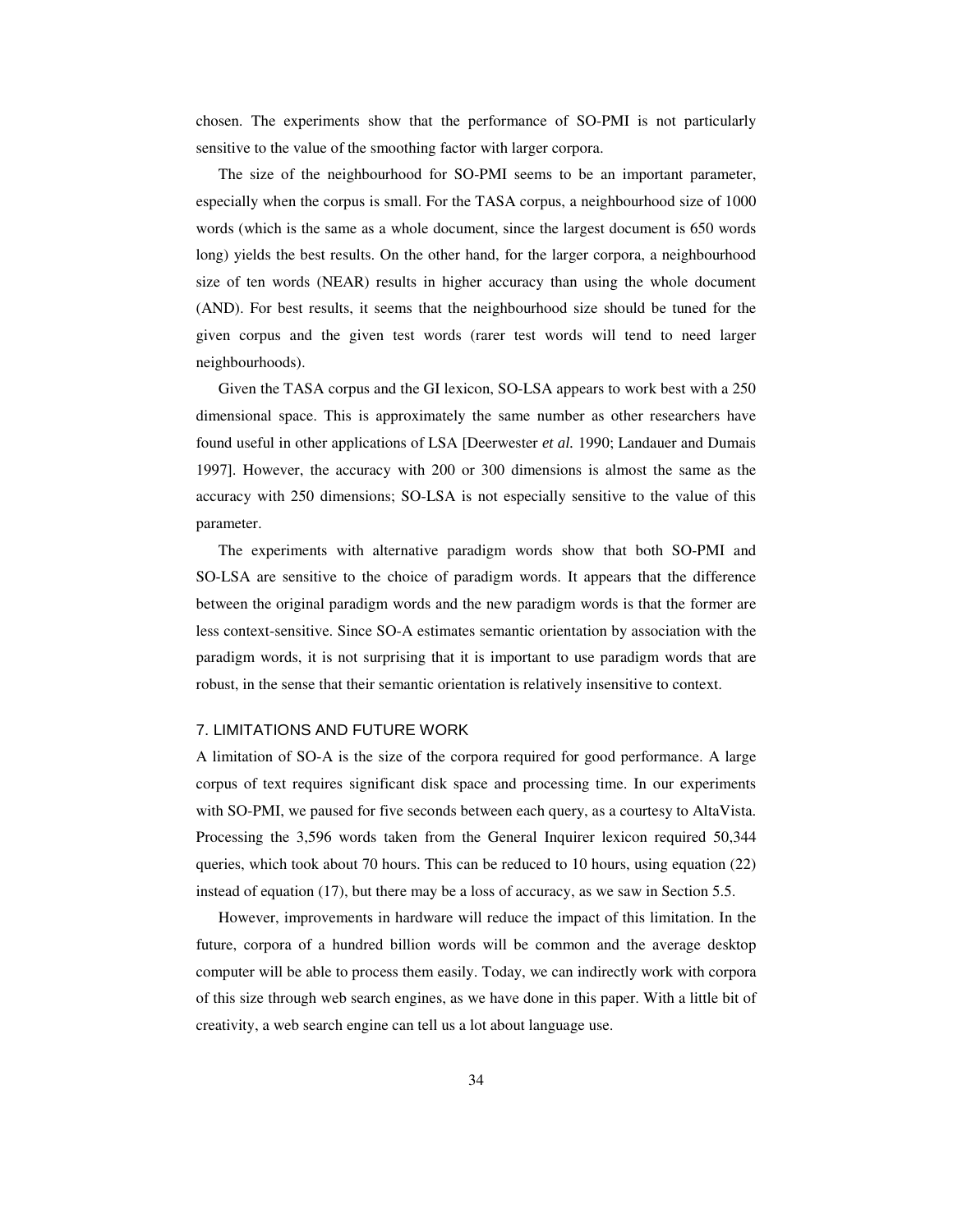chosen. The experiments show that the performance of SO-PMI is not particularly sensitive to the value of the smoothing factor with larger corpora.

The size of the neighbourhood for SO-PMI seems to be an important parameter, especially when the corpus is small. For the TASA corpus, a neighbourhood size of 1000 words (which is the same as a whole document, since the largest document is 650 words long) yields the best results. On the other hand, for the larger corpora, a neighbourhood size of ten words (NEAR) results in higher accuracy than using the whole document (AND). For best results, it seems that the neighbourhood size should be tuned for the given corpus and the given test words (rarer test words will tend to need larger neighbourhoods).

Given the TASA corpus and the GI lexicon, SO-LSA appears to work best with a 250 dimensional space. This is approximately the same number as other researchers have found useful in other applications of LSA [Deerwester *et al.* 1990; Landauer and Dumais 1997]. However, the accuracy with 200 or 300 dimensions is almost the same as the accuracy with 250 dimensions; SO-LSA is not especially sensitive to the value of this parameter.

The experiments with alternative paradigm words show that both SO-PMI and SO-LSA are sensitive to the choice of paradigm words. It appears that the difference between the original paradigm words and the new paradigm words is that the former are less context-sensitive. Since SO-A estimates semantic orientation by association with the paradigm words, it is not surprising that it is important to use paradigm words that are robust, in the sense that their semantic orientation is relatively insensitive to context.

## 7. LIMITATIONS AND FUTURE WORK

A limitation of SO-A is the size of the corpora required for good performance. A large corpus of text requires significant disk space and processing time. In our experiments with SO-PMI, we paused for five seconds between each query, as a courtesy to AltaVista. Processing the 3,596 words taken from the General Inquirer lexicon required 50,344 queries, which took about 70 hours. This can be reduced to 10 hours, using equation (22) instead of equation (17), but there may be a loss of accuracy, as we saw in Section 5.5.

However, improvements in hardware will reduce the impact of this limitation. In the future, corpora of a hundred billion words will be common and the average desktop computer will be able to process them easily. Today, we can indirectly work with corpora of this size through web search engines, as we have done in this paper. With a little bit of creativity, a web search engine can tell us a lot about language use.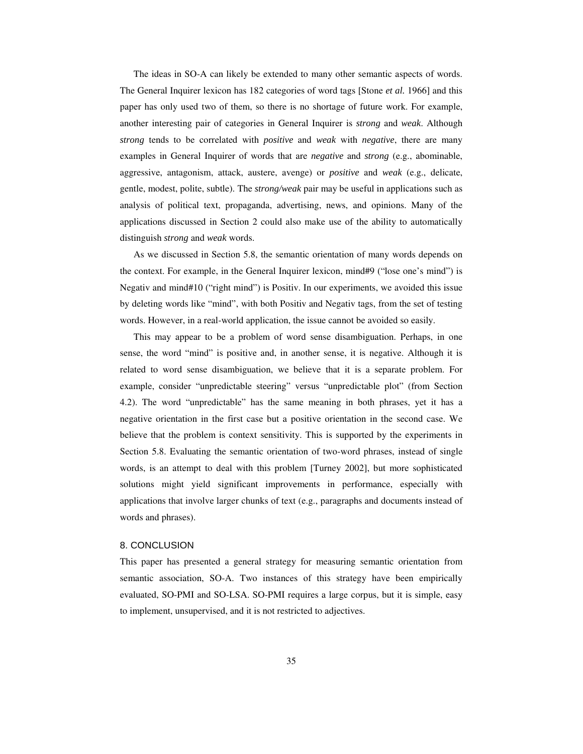The ideas in SO-A can likely be extended to many other semantic aspects of words. The General Inquirer lexicon has 182 categories of word tags [Stone *et al.* 1966] and this paper has only used two of them, so there is no shortage of future work. For example, another interesting pair of categories in General Inquirer is *strong* and *weak*. Although *strong* tends to be correlated with *positive* and *weak* with *negative*, there are many examples in General Inquirer of words that are *negative* and *strong* (e.g., abominable, aggressive, antagonism, attack, austere, avenge) or *positive* and *weak* (e.g., delicate, gentle, modest, polite, subtle). The *strong/weak* pair may be useful in applications such as analysis of political text, propaganda, advertising, news, and opinions. Many of the applications discussed in Section 2 could also make use of the ability to automatically distinguish *strong* and *weak* words.

As we discussed in Section 5.8, the semantic orientation of many words depends on the context. For example, in the General Inquirer lexicon, mind#9 ("lose one's mind") is Negativ and mind#10 ("right mind") is Positiv. In our experiments, we avoided this issue by deleting words like "mind", with both Positiv and Negativ tags, from the set of testing words. However, in a real-world application, the issue cannot be avoided so easily.

This may appear to be a problem of word sense disambiguation. Perhaps, in one sense, the word "mind" is positive and, in another sense, it is negative. Although it is related to word sense disambiguation, we believe that it is a separate problem. For example, consider "unpredictable steering" versus "unpredictable plot" (from Section 4.2). The word "unpredictable" has the same meaning in both phrases, yet it has a negative orientation in the first case but a positive orientation in the second case. We believe that the problem is context sensitivity. This is supported by the experiments in Section 5.8. Evaluating the semantic orientation of two-word phrases, instead of single words, is an attempt to deal with this problem [Turney 2002], but more sophisticated solutions might yield significant improvements in performance, especially with applications that involve larger chunks of text (e.g., paragraphs and documents instead of words and phrases).

## 8. CONCLUSION

This paper has presented a general strategy for measuring semantic orientation from semantic association, SO-A. Two instances of this strategy have been empirically evaluated, SO-PMI and SO-LSA. SO-PMI requires a large corpus, but it is simple, easy to implement, unsupervised, and it is not restricted to adjectives.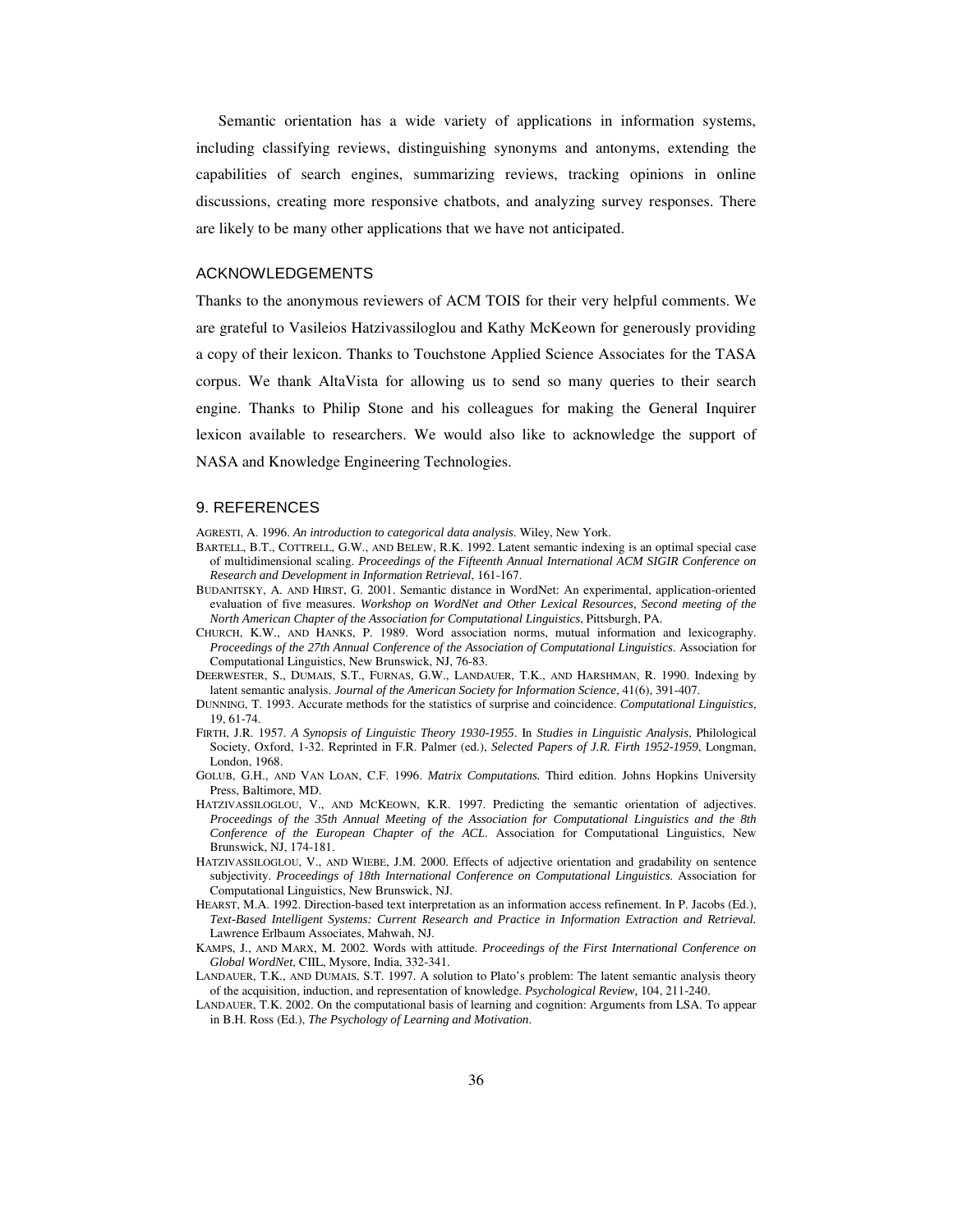Semantic orientation has a wide variety of applications in information systems, including classifying reviews, distinguishing synonyms and antonyms, extending the capabilities of search engines, summarizing reviews, tracking opinions in online discussions, creating more responsive chatbots, and analyzing survey responses. There are likely to be many other applications that we have not anticipated.

## ACKNOWLEDGEMENTS

Thanks to the anonymous reviewers of ACM TOIS for their very helpful comments. We are grateful to Vasileios Hatzivassiloglou and Kathy McKeown for generously providing a copy of their lexicon. Thanks to Touchstone Applied Science Associates for the TASA corpus. We thank AltaVista for allowing us to send so many queries to their search engine. Thanks to Philip Stone and his colleagues for making the General Inquirer lexicon available to researchers. We would also like to acknowledge the support of NASA and Knowledge Engineering Technologies.

## 9. REFERENCES

AGRESTI, A. 1996. *An introduction to categorical data analysis*. Wiley, New York.

BARTELL, B.T., COTTRELL, G.W., AND BELEW, R.K. 1992. Latent semantic indexing is an optimal special case of multidimensional scaling. *Proceedings of the Fifteenth Annual International ACM SIGIR Conference on Research and Development in Information Retrieval*, 161-167.

BUDANITSKY, A. AND HIRST, G. 2001. Semantic distance in WordNet: An experimental, application-oriented evaluation of five measures. *Workshop on WordNet and Other Lexical Resources, Second meeting of the North American Chapter of the Association for Computational Linguistics*, Pittsburgh, PA.

CHURCH, K.W., AND HANKS, P. 1989. Word association norms, mutual information and lexicography. *Proceedings of the 27th Annual Conference of the Association of Computational Linguistics*. Association for Computational Linguistics, New Brunswick, NJ, 76-83.

DEERWESTER, S., DUMAIS, S.T., FURNAS, G.W., LANDAUER, T.K., AND HARSHMAN, R. 1990. Indexing by latent semantic analysis. *Journal of the American Society for Information Science*, 41(6), 391-407.

DUNNING, T. 1993. Accurate methods for the statistics of surprise and coincidence. *Computational Linguistics*, 19, 61-74.

FIRTH, J.R. 1957. *A Synopsis of Linguistic Theory 1930-1955*. In *Studies in Linguistic Analysis*, Philological Society, Oxford, 1-32. Reprinted in F.R. Palmer (ed.), *Selected Papers of J.R. Firth 1952-1959*, Longman, London, 1968.

GOLUB, G.H., AND VAN LOAN, C.F. 1996. *Matrix Computations.* Third edition. Johns Hopkins University Press, Baltimore, MD.

HATZIVASSILOGLOU, V., AND MCKEOWN, K.R. 1997. Predicting the semantic orientation of adjectives. *Proceedings of the 35th Annual Meeting of the Association for Computational Linguistics and the 8th Conference of the European Chapter of the ACL*. Association for Computational Linguistics, New Brunswick, NJ, 174-181.

HATZIVASSILOGLOU, V., AND WIEBE, J.M. 2000. Effects of adjective orientation and gradability on sentence subjectivity. *Proceedings of 18th International Conference on Computational Linguistics.* Association for Computational Linguistics, New Brunswick, NJ.

HEARST, M.A. 1992. Direction-based text interpretation as an information access refinement. In P. Jacobs (Ed.), *Text-Based Intelligent Systems: Current Research and Practice in Information Extraction and Retrieval.* Lawrence Erlbaum Associates, Mahwah, NJ.

KAMPS, J., AND MARX, M. 2002. Words with attitude. *Proceedings of the First International Conference on Global WordNet*, CIIL, Mysore, India, 332-341.

LANDAUER, T.K., AND DUMAIS, S.T. 1997. A solution to Plato's problem: The latent semantic analysis theory of the acquisition, induction, and representation of knowledge. *Psychological Review,* 104, 211-240.

LANDAUER, T.K. 2002. On the computational basis of learning and cognition: Arguments from LSA. To appear in B.H. Ross (Ed.), *The Psychology of Learning and Motivation*.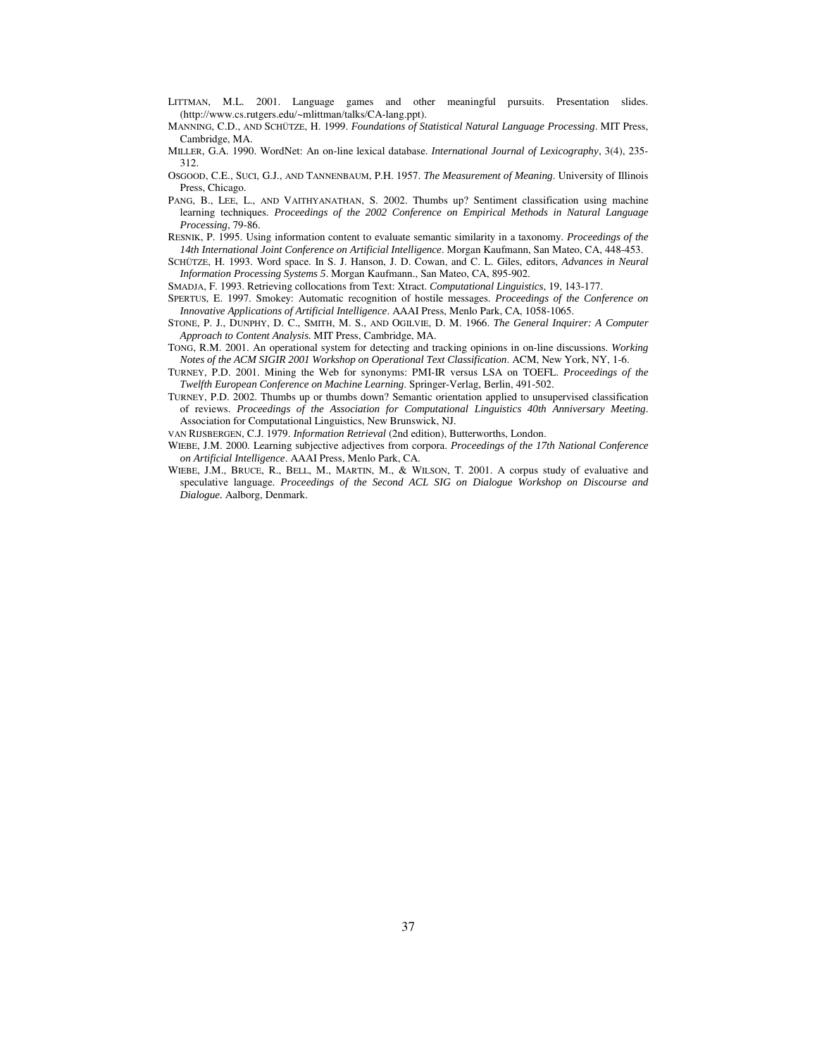LITTMAN, M.L. 2001. Language games and other meaningful pursuits. Presentation slides. (http://www.cs.rutgers.edu/~mlittman/talks/CA-lang.ppt).

MANNING, C.D., AND SCHÜTZE, H. 1999. *Foundations of Statistical Natural Language Processing*. MIT Press, Cambridge, MA.

MILLER, G.A. 1990. WordNet: An on-line lexical database. *International Journal of Lexicography*, 3(4), 235-312.

OSGOOD, C.E., SUCI, G.J., AND TANNENBAUM, P.H. 1957. *The Measurement of Meaning*. University of Illinois Press, Chicago.

PANG, B., LEE, L., AND VAITHYANATHAN, S. 2002. Thumbs up? Sentiment classification using machine learning techniques. *Proceedings of the 2002 Conference on Empirical Methods in Natural Language Processing*, 79-86.

RESNIK, P. 1995. Using information content to evaluate semantic similarity in a taxonomy. *Proceedings of the 14th International Joint Conference on Artificial Intelligence*. Morgan Kaufmann, San Mateo, CA, 448-453.

SCHÜTZE, H. 1993. Word space. In S. J. Hanson, J. D. Cowan, and C. L. Giles, editors, *Advances in Neural Information Processing Systems 5*. Morgan Kaufmann., San Mateo, CA, 895-902.

SMADJA, F. 1993. Retrieving collocations from Text: Xtract. *Computational Linguistics*, 19, 143-177.

SPERTUS, E. 1997. Smokey: Automatic recognition of hostile messages. *Proceedings of the Conference on Innovative Applications of Artificial Intelligence*. AAAI Press, Menlo Park, CA, 1058-1065.

STONE, P. J., DUNPHY, D. C., SMITH, M. S., AND OGILVIE, D. M. 1966. *The General Inquirer: A Computer Approach to Content Analysis.* MIT Press, Cambridge, MA.

TONG, R.M. 2001. An operational system for detecting and tracking opinions in on-line discussions. *Working Notes of the ACM SIGIR 2001 Workshop on Operational Text Classification*. ACM, New York, NY, 1-6.

TURNEY, P.D. 2001. Mining the Web for synonyms: PMI-IR versus LSA on TOEFL. *Proceedings of the Twelfth European Conference on Machine Learning*. Springer-Verlag, Berlin, 491-502.

TURNEY, P.D. 2002. Thumbs up or thumbs down? Semantic orientation applied to unsupervised classification of reviews. *Proceedings of the Association for Computational Linguistics 40th Anniversary Meeting*. Association for Computational Linguistics, New Brunswick, NJ.

VAN RIJSBERGEN, C.J. 1979. *Information Retrieval* (2nd edition), Butterworths, London.

WIEBE, J.M. 2000. Learning subjective adjectives from corpora. *Proceedings of the 17th National Conference on Artificial Intelligence*. AAAI Press, Menlo Park, CA.

WIEBE, J.M., BRUCE, R., BELL, M., MARTIN, M., & WILSON, T. 2001. A corpus study of evaluative and speculative language. *Proceedings of the Second ACL SIG on Dialogue Workshop on Discourse and Dialogue*. Aalborg, Denmark.